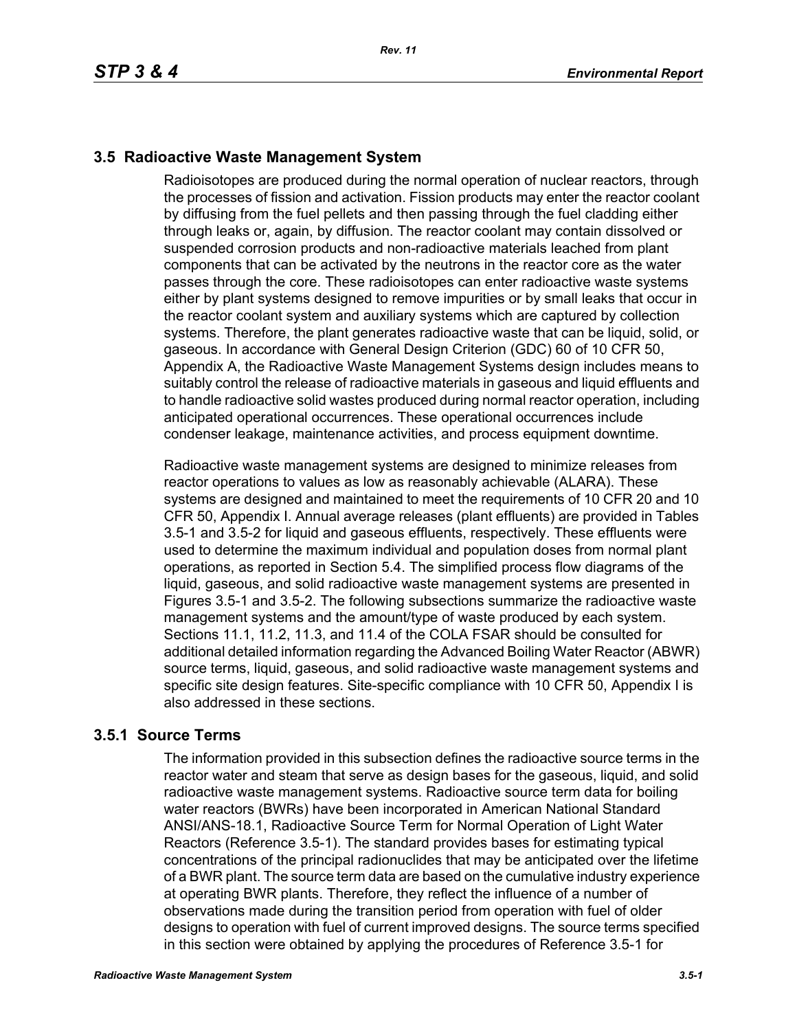## 3.5 Radioactive Waste Management System

Radioisotopes are produced during the normal operation of nuclear reactors, through the processes of fission and activation. Fission products may enter the reactor coolant by diffusing from the fuel pellets and then passing through the fuel cladding either through leaks or, again, by diffusion. The reactor coolant may contain dissolved or suspended corrosion products and non-radioactive materials leached from plant components that can be activated by the neutrons in the reactor core as the water passes through the core. These radioisotopes can enter radioactive waste systems either by plant systems designed to remove impurities or by small leaks that occur in the reactor coolant system and auxiliary systems which are captured by collection systems. Therefore, the plant generates radioactive waste that can be liquid, solid, or gaseous. In accordance with General Design Criterion (GDC) 60 of 10 CFR 50, Appendix A, the Radioactive Waste Management Systems design includes means to suitably control the release of radioactive materials in gaseous and liquid effluents and to handle radioactive solid wastes produced during normal reactor operation, including anticipated operational occurrences. These operational occurrences include condenser leakage, maintenance activities, and process equipment downtime.

Radioactive waste management systems are designed to minimize releases from reactor operations to values as low as reasonably achievable (ALARA). These systems are designed and maintained to meet the requirements of 10 CFR 20 and 10 CFR 50, Appendix I. Annual average releases (plant effluents) are provided in Tables 3.5-1 and 3.5-2 for liquid and gaseous effluents, respectively. These effluents were used to determine the maximum individual and population doses from normal plant operations, as reported in Section 5.4. The simplified process flow diagrams of the liquid, gaseous, and solid radioactive waste management systems are presented in Figures 3.5-1 and 3.5-2. The following subsections summarize the radioactive waste management systems and the amount/type of waste produced by each system. Sections 11.1, 11.2, 11.3, and 11.4 of the COLA FSAR should be consulted for additional detailed information regarding the Advanced Boiling Water Reactor (ABWR) source terms, liquid, gaseous, and solid radioactive waste management systems and specific site design features. Site-specific compliance with 10 CFR 50, Appendix I is also addressed in these sections.

### 3.5.1 Source Terms

The information provided in this subsection defines the radioactive source terms in the reactor water and steam that serve as design bases for the gaseous, liquid, and solid radioactive waste management systems. Radioactive source term data for boiling water reactors (BWRs) have been incorporated in American National Standard ANSI/ANS-18.1, Radioactive Source Term for Normal Operation of Light Water Reactors (Reference 3.5-1). The standard provides bases for estimating typical concentrations of the principal radionuclides that may be anticipated over the lifetime of a BWR plant. The source term data are based on the cumulative industry experience at operating BWR plants. Therefore, they reflect the influence of a number of observations made during the transition period from operation with fuel of older designs to operation with fuel of current improved designs. The source terms specified in this section were obtained by applying the procedures of Reference 3.5-1 for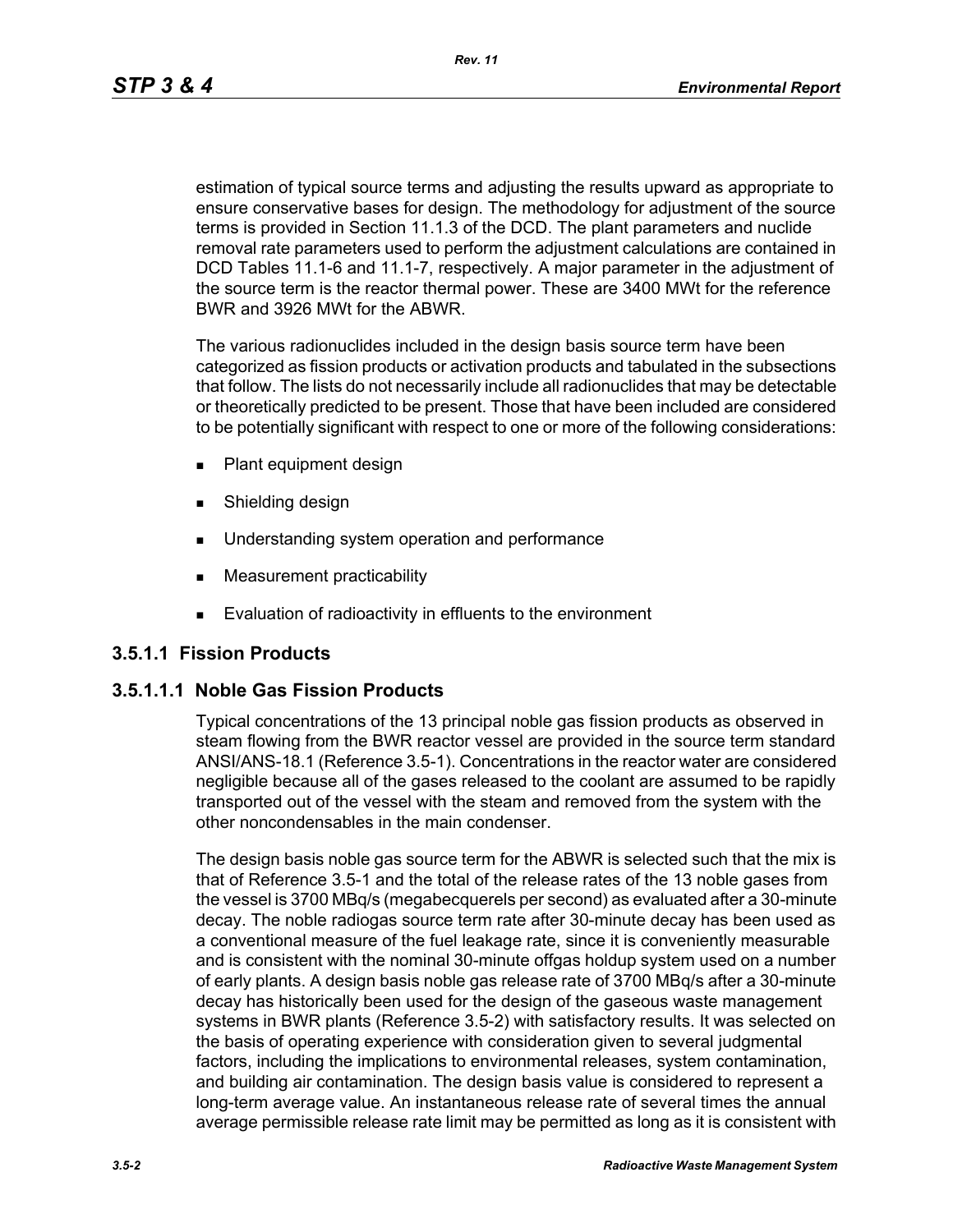estimation of typical source terms and adjusting the results upward as appropriate to ensure conservative bases for design. The methodology for adjustment of the source terms is provided in Section 11.1.3 of the DCD. The plant parameters and nuclide removal rate parameters used to perform the adjustment calculations are contained in DCD Tables 11.1-6 and 11.1-7, respectively. A major parameter in the adjustment of the source term is the reactor thermal power. These are 3400 MWt for the reference BWR and 3926 MWt for the ABWR.

The various radionuclides included in the design basis source term have been categorized as fission products or activation products and tabulated in the subsections that follow. The lists do not necessarily include all radionuclides that may be detectable or theoretically predicted to be present. Those that have been included are considered to be potentially significant with respect to one or more of the following considerations:

- Plant equipment design
- Shielding design
- Understanding system operation and performance
- Measurement practicability
- Evaluation of radioactivity in effluents to the environment

### 3.5.1.1 Fission Products

#### 3.5.1.1.1 Noble Gas Fission Products

Typical concentrations of the 13 principal noble gas fission products as observed in steam flowing from the BWR reactor vessel are provided in the source term standard ANSI/ANS-18.1 (Reference 3.5-1). Concentrations in the reactor water are considered negligible because all of the gases released to the coolant are assumed to be rapidly transported out of the vessel with the steam and removed from the system with the other noncondensables in the main condenser.

The design basis noble gas source term for the ABWR is selected such that the mix is that of Reference 3.5-1 and the total of the release rates of the 13 noble gases from the vessel is 3700 MBq/s (megabecquerels per second) as evaluated after a 30-minute decay. The noble radiogas source term rate after 30-minute decay has been used as a conventional measure of the fuel leakage rate, since it is conveniently measurable and is consistent with the nominal 30-minute offgas holdup system used on a number of early plants. A design basis noble gas release rate of 3700 MBq/s after a 30-minute decay has historically been used for the design of the gaseous waste management systems in BWR plants (Reference 3.5-2) with satisfactory results. It was selected on the basis of operating experience with consideration given to several judgmental factors, including the implications to environmental releases, system contamination, and building air contamination. The design basis value is considered to represent a long-term average value. An instantaneous release rate of several times the annual average permissible release rate limit may be permitted as long as it is consistent with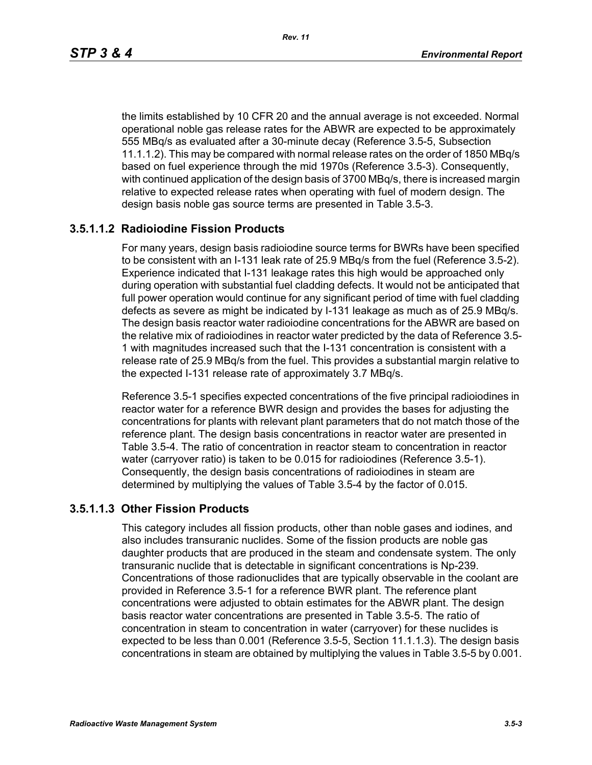the limits established by 10 CFR 20 and the annual average is not exceeded. Normal operational noble gas release rates for the ABWR are expected to be approximately 555 MBq/s as evaluated after a 30-minute decay (Reference 3.5-5, Subsection 11.1.1.2). This may be compared with normal release rates on the order of 1850 MBq/s based on fuel experience through the mid 1970s (Reference 3.5-3). Consequently, with continued application of the design basis of 3700 MBq/s, there is increased margin relative to expected release rates when operating with fuel of modern design. The design basis noble gas source terms are presented in Table 3.5-3.

### 3.5.1.1.2 Radioiodine Fission Products

For many years, design basis radioiodine source terms for BWRs have been specified to be consistent with an I-131 leak rate of 25.9 MBq/s from the fuel (Reference 3.5-2). Experience indicated that I-131 leakage rates this high would be approached only during operation with substantial fuel cladding defects. It would not be anticipated that full power operation would continue for any significant period of time with fuel cladding defects as severe as might be indicated by I-131 leakage as much as of 25.9 MBq/s. The design basis reactor water radioiodine concentrations for the ABWR are based on the relative mix of radioiodines in reactor water predicted by the data of Reference 3.5-1 with magnitudes increased such that the I-131 concentration is consistent with a release rate of 25.9 MBq/s from the fuel. This provides a substantial margin relative to the expected I-131 release rate of approximately 3.7 MBq/s.

Reference 3.5-1 specifies expected concentrations of the five principal radioiodines in reactor water for a reference BWR design and provides the bases for adjusting the concentrations for plants with relevant plant parameters that do not match those of the reference plant. The design basis concentrations in reactor water are presented in Table 3.5-4. The ratio of concentration in reactor steam to concentration in reactor water (carryover ratio) is taken to be 0.015 for radioiodines (Reference 3.5-1). Consequently, the design basis concentrations of radioiodines in steam are determined by multiplying the values of Table 3.5-4 by the factor of 0.015.

### 3.5.1.1.3 Other Fission Products

This category includes all fission products, other than noble gases and iodines, and also includes transuranic nuclides. Some of the fission products are noble gas daughter products that are produced in the steam and condensate system. The only transuranic nuclide that is detectable in significant concentrations is Np-239. Concentrations of those radionuclides that are typically observable in the coolant are provided in Reference 3.5-1 for a reference BWR plant. The reference plant concentrations were adjusted to obtain estimates for the ABWR plant. The design basis reactor water concentrations are presented in Table 3.5-5. The ratio of concentration in steam to concentration in water (carryover) for these nuclides is expected to be less than 0.001 (Reference 3.5-5, Section 11.1.1.3). The design basis concentrations in steam are obtained by multiplying the values in Table 3.5-5 by 0.001.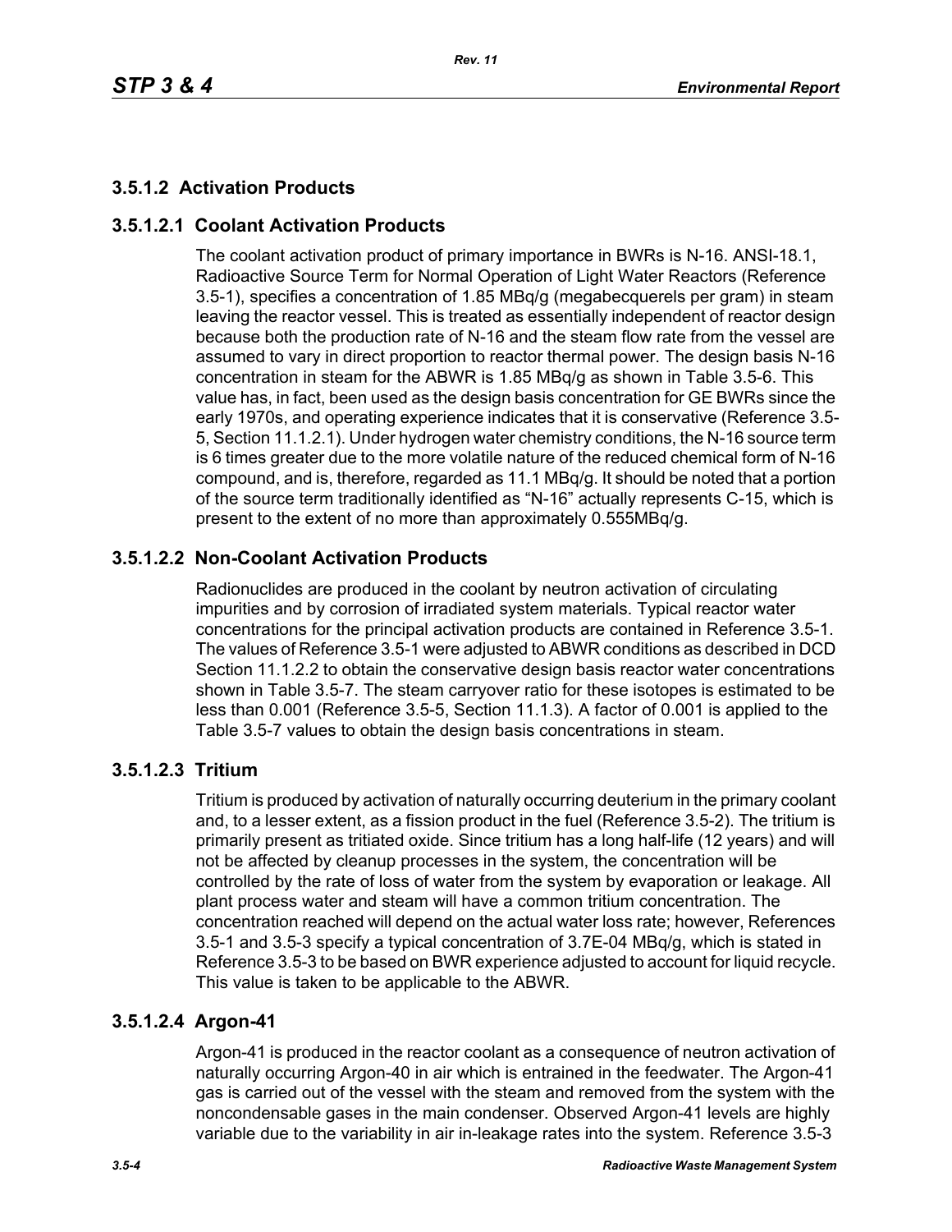### 3.5.1.2 Activation Products

#### 3.5.1.2.1 Coolant Activation Products

The coolant activation product of primary importance in BWRs is N-16. ANSI-18.1, Radioactive Source Term for Normal Operation of Light Water Reactors (Reference 3.5-1), specifies a concentration of 1.85 MBq/g (megabecquerels per gram) in steam leaving the reactor vessel. This is treated as essentially independent of reactor design because both the production rate of N-16 and the steam flow rate from the vessel are assumed to vary in direct proportion to reactor thermal power. The design basis N-16 concentration in steam for the ABWR is 1.85 MBq/g as shown in Table 3.5-6. This value has, in fact, been used as the design basis concentration for GE BWRs since the early 1970s, and operating experience indicates that it is conservative (Reference 3.5-5, Section 11.1.2.1). Under hydrogen water chemistry conditions, the N-16 source term is 6 times greater due to the more volatile nature of the reduced chemical form of N-16 compound, and is, therefore, regarded as 11.1 MBq/g. It should be noted that a portion of the source term traditionally identified as "N-16" actually represents C-15, which is present to the extent of no more than approximately 0.555MBq/g.

#### 3.5.1.2.2 Non-Coolant Activation Products

Radionuclides are produced in the coolant by neutron activation of circulating impurities and by corrosion of irradiated system materials. Typical reactor water concentrations for the principal activation products are contained in Reference 3.5-1. The values of Reference 3.5-1 were adjusted to ABWR conditions as described in DCD Section 11.1.2.2 to obtain the conservative design basis reactor water concentrations shown in Table 3.5-7. The steam carryover ratio for these isotopes is estimated to be less than 0.001 (Reference 3.5-5, Section 11.1.3). A factor of 0.001 is applied to the Table 3.5-7 values to obtain the design basis concentrations in steam.

#### 3.5.1.2.3 Tritium

Tritium is produced by activation of naturally occurring deuterium in the primary coolant and, to a lesser extent, as a fission product in the fuel (Reference 3.5-2). The tritium is primarily present as tritiated oxide. Since tritium has a long half-life (12 years) and will not be affected by cleanup processes in the system, the concentration will be controlled by the rate of loss of water from the system by evaporation or leakage. All plant process water and steam will have a common tritium concentration. The concentration reached will depend on the actual water loss rate; however, References 3.5-1 and 3.5-3 specify a typical concentration of 3.7E-04 MBq/g, which is stated in Reference 3.5-3 to be based on BWR experience adjusted to account for liquid recycle. This value is taken to be applicable to the ABWR.

#### 3.5.1.2.4 Argon-41

Argon-41 is produced in the reactor coolant as a consequence of neutron activation of naturally occurring Argon-40 in air which is entrained in the feedwater. The Argon-41 gas is carried out of the vessel with the steam and removed from the system with the noncondensable gases in the main condenser. Observed Argon-41 levels are highly variable due to the variability in air in-leakage rates into the system. Reference 3.5-3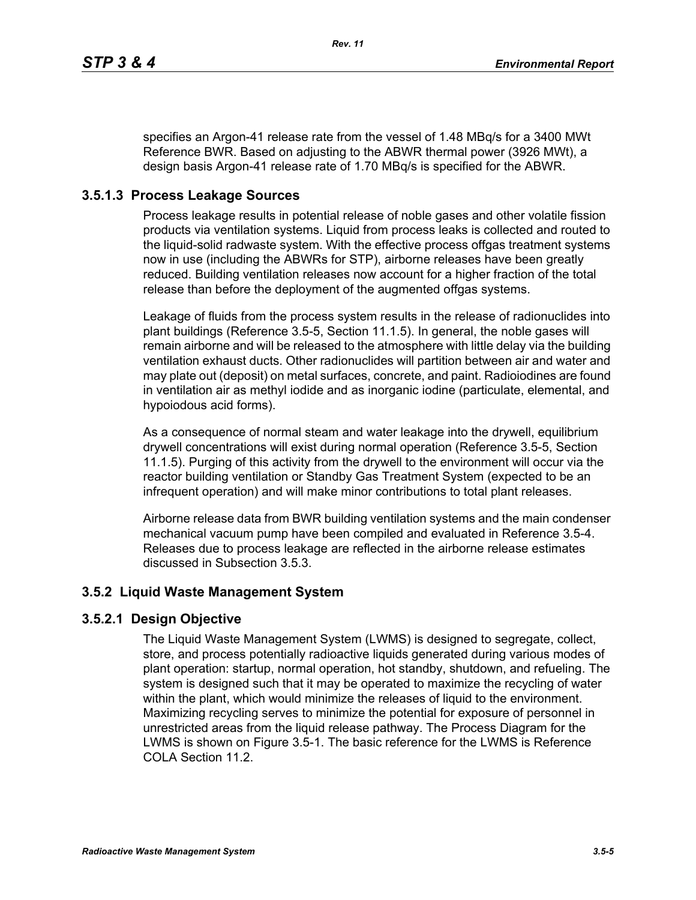specifies an Argon-41 release rate from the vessel of 1.48 MBq/s for a 3400 MWt Reference BWR. Based on adjusting to the ABWR thermal power (3926 MWt), a design basis Argon-41 release rate of 1.70 MBq/s is specified for the ABWR.

### 3.5.1.3 Process Leakage Sources

Process leakage results in potential release of noble gases and other volatile fission products via ventilation systems. Liquid from process leaks is collected and routed to the liquid-solid radwaste system. With the effective process offgas treatment systems now in use (including the ABWRs for STP), airborne releases have been greatly reduced. Building ventilation releases now account for a higher fraction of the total release than before the deployment of the augmented offgas systems.

Leakage of fluids from the process system results in the release of radionuclides into plant buildings (Reference 3.5-5, Section 11.1.5). In general, the noble gases will remain airborne and will be released to the atmosphere with little delay via the building ventilation exhaust ducts. Other radionuclides will partition between air and water and may plate out (deposit) on metal surfaces, concrete, and paint. Radioiodines are found in ventilation air as methyl iodide and as inorganic iodine (particulate, elemental, and hypoiodous acid forms).

As a consequence of normal steam and water leakage into the drywell, equilibrium drywell concentrations will exist during normal operation (Reference 3.5-5, Section 11.1.5). Purging of this activity from the drywell to the environment will occur via the reactor building ventilation or Standby Gas Treatment System (expected to be an infrequent operation) and will make minor contributions to total plant releases.

Airborne release data from BWR building ventilation systems and the main condenser mechanical vacuum pump have been compiled and evaluated in Reference 3.5-4. Releases due to process leakage are reflected in the airborne release estimates discussed in Subsection 3.5.3.

## 3.5.2 Liquid Waste Management System

### 3.5.2.1 Design Objective

The Liquid Waste Management System (LWMS) is designed to segregate, collect, store, and process potentially radioactive liquids generated during various modes of plant operation: startup, normal operation, hot standby, shutdown, and refueling. The system is designed such that it may be operated to maximize the recycling of water within the plant, which would minimize the releases of liquid to the environment. Maximizing recycling serves to minimize the potential for exposure of personnel in unrestricted areas from the liquid release pathway. The Process Diagram for the LWMS is shown on Figure 3.5-1. The basic reference for the LWMS is Reference COLA Section 11.2.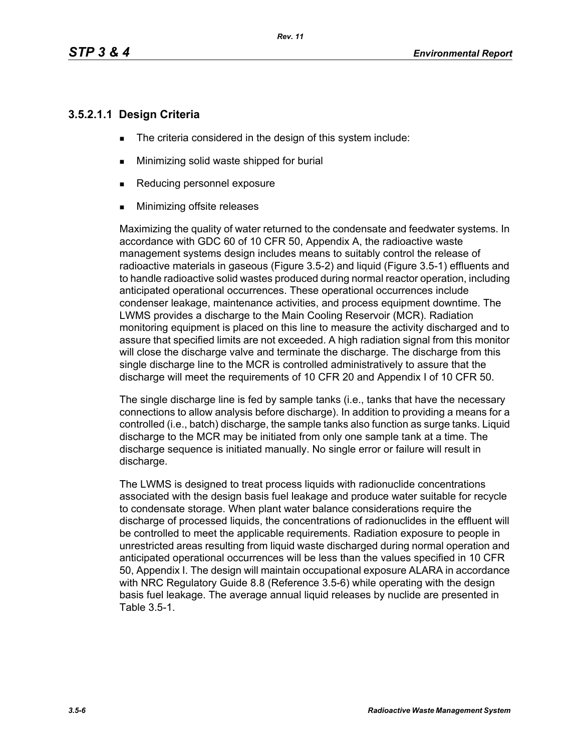### 3.5.2.1.1 Design Criteria

- The criteria considered in the design of this system include:
- Minimizing solid waste shipped for burial
- Reducing personnel exposure
- Minimizing offsite releases

Maximizing the quality of water returned to the condensate and feedwater systems. In accordance with GDC 60 of 10 CFR 50, Appendix A, the radioactive waste management systems design includes means to suitably control the release of radioactive materials in gaseous (Figure 3.5-2) and liquid (Figure 3.5-1) effluents and to handle radioactive solid wastes produced during normal reactor operation, including anticipated operational occurrences. These operational occurrences include condenser leakage, maintenance activities, and process equipment downtime. The LWMS provides a discharge to the Main Cooling Reservoir (MCR). Radiation monitoring equipment is placed on this line to measure the activity discharged and to assure that specified limits are not exceeded. A high radiation signal from this monitor will close the discharge valve and terminate the discharge. The discharge from this single discharge line to the MCR is controlled administratively to assure that the discharge will meet the requirements of 10 CFR 20 and Appendix I of 10 CFR 50.

The single discharge line is fed by sample tanks (i.e., tanks that have the necessary connections to allow analysis before discharge). In addition to providing a means for a controlled (i.e., batch) discharge, the sample tanks also function as surge tanks. Liquid discharge to the MCR may be initiated from only one sample tank at a time. The discharge sequence is initiated manually. No single error or failure will result in discharge.

The LWMS is designed to treat process liquids with radionuclide concentrations associated with the design basis fuel leakage and produce water suitable for recycle to condensate storage. When plant water balance considerations require the discharge of processed liquids, the concentrations of radionuclides in the effluent will be controlled to meet the applicable requirements. Radiation exposure to people in unrestricted areas resulting from liquid waste discharged during normal operation and anticipated operational occurrences will be less than the values specified in 10 CFR 50, Appendix I. The design will maintain occupational exposure ALARA in accordance with NRC Regulatory Guide 8.8 (Reference 3.5-6) while operating with the design basis fuel leakage. The average annual liquid releases by nuclide are presented in Table 3.5-1.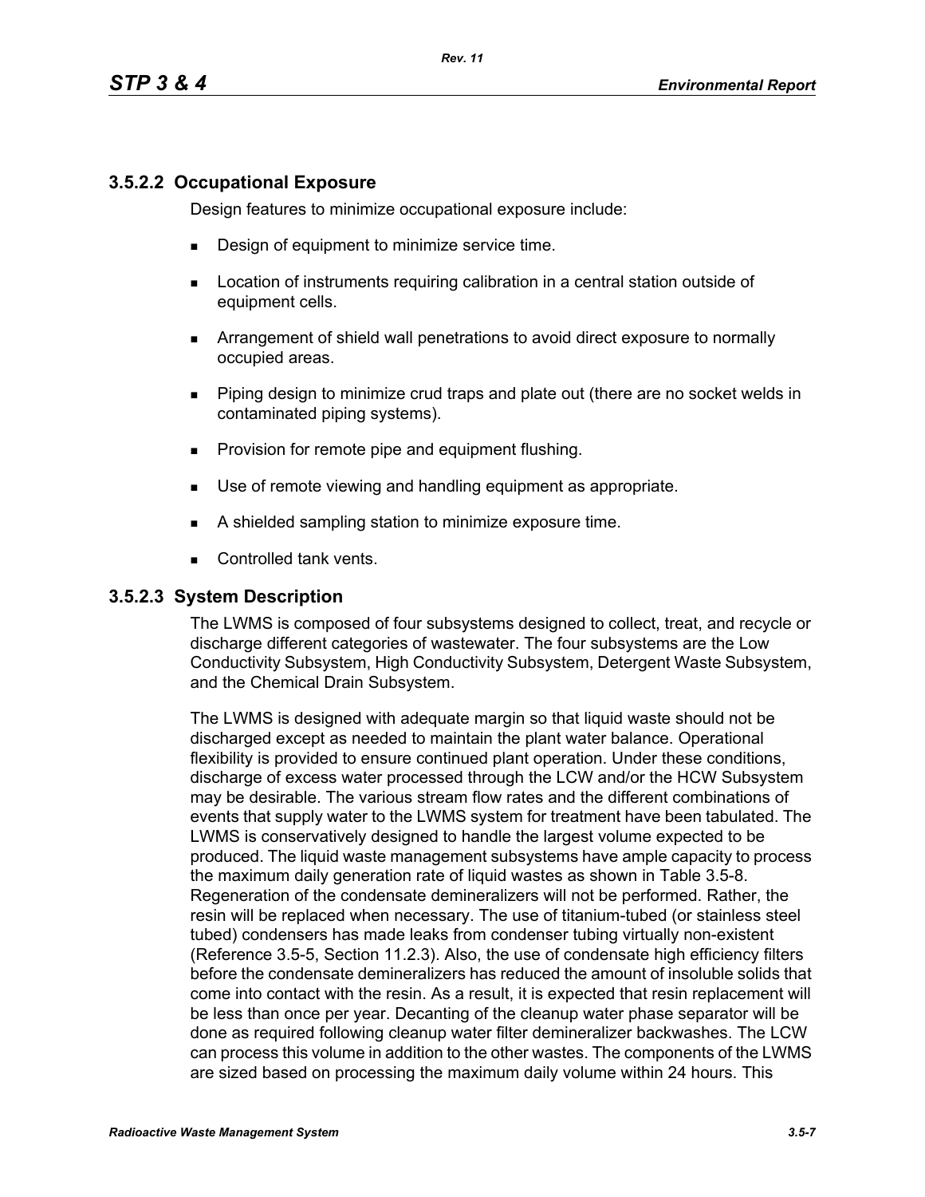### 3.5.2.2 Occupational Exposure

Design features to minimize occupational exposure include:

- Design of equipment to minimize service time.
- Location of instruments requiring calibration in a central station outside of equipment cells.
- Arrangement of shield wall penetrations to avoid direct exposure to normally occupied areas.
- Piping design to minimize crud traps and plate out (there are no socket welds in contaminated piping systems).
- Provision for remote pipe and equipment flushing.
- Use of remote viewing and handling equipment as appropriate.
- A shielded sampling station to minimize exposure time.
- Controlled tank vents.

### 3.5.2.3 System Description

The LWMS is composed of four subsystems designed to collect, treat, and recycle or discharge different categories of wastewater. The four subsystems are the Low Conductivity Subsystem, High Conductivity Subsystem, Detergent Waste Subsystem, and the Chemical Drain Subsystem.

The LWMS is designed with adequate margin so that liquid waste should not be discharged except as needed to maintain the plant water balance. Operational flexibility is provided to ensure continued plant operation. Under these conditions, discharge of excess water processed through the LCW and/or the HCW Subsystem may be desirable. The various stream flow rates and the different combinations of events that supply water to the LWMS system for treatment have been tabulated. The LWMS is conservatively designed to handle the largest volume expected to be produced. The liquid waste management subsystems have ample capacity to process the maximum daily generation rate of liquid wastes as shown in Table 3.5-8. Regeneration of the condensate demineralizers will not be performed. Rather, the resin will be replaced when necessary. The use of titanium-tubed (or stainless steel tubed) condensers has made leaks from condenser tubing virtually non-existent (Reference 3.5-5, Section 11.2.3). Also, the use of condensate high efficiency filters before the condensate demineralizers has reduced the amount of insoluble solids that come into contact with the resin. As a result, it is expected that resin replacement will be less than once per year. Decanting of the cleanup water phase separator will be done as required following cleanup water filter demineralizer backwashes. The LCW can process this volume in addition to the other wastes. The components of the LWMS are sized based on processing the maximum daily volume within 24 hours. This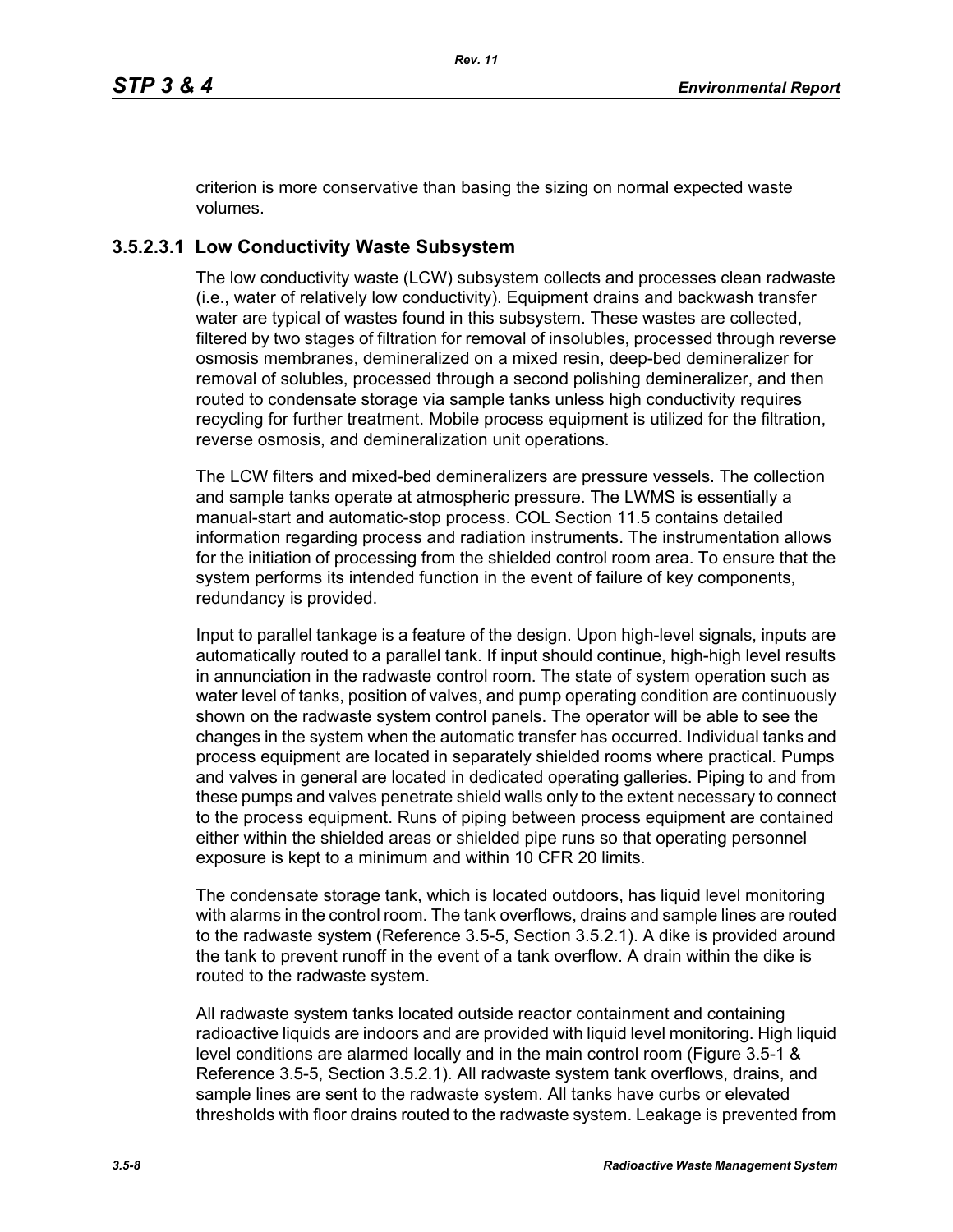criterion is more conservative than basing the sizing on normal expected waste volumes.

### 3.5.2.3.1 Low Conductivity Waste Subsystem

The low conductivity waste (LCW) subsystem collects and processes clean radwaste (i.e., water of relatively low conductivity). Equipment drains and backwash transfer water are typical of wastes found in this subsystem. These wastes are collected, filtered by two stages of filtration for removal of insolubles, processed through reverse osmosis membranes, demineralized on a mixed resin, deep-bed demineralizer for removal of solubles, processed through a second polishing demineralizer, and then routed to condensate storage via sample tanks unless high conductivity requires recycling for further treatment. Mobile process equipment is utilized for the filtration, reverse osmosis, and demineralization unit operations.

The LCW filters and mixed-bed demineralizers are pressure vessels. The collection and sample tanks operate at atmospheric pressure. The LWMS is essentially a manual-start and automatic-stop process. COL Section 11.5 contains detailed information regarding process and radiation instruments. The instrumentation allows for the initiation of processing from the shielded control room area. To ensure that the system performs its intended function in the event of failure of key components, redundancy is provided.

Input to parallel tankage is a feature of the design. Upon high-level signals, inputs are automatically routed to a parallel tank. If input should continue, high-high level results in annunciation in the radwaste control room. The state of system operation such as water level of tanks, position of valves, and pump operating condition are continuously shown on the radwaste system control panels. The operator will be able to see the changes in the system when the automatic transfer has occurred. Individual tanks and process equipment are located in separately shielded rooms where practical. Pumps and valves in general are located in dedicated operating galleries. Piping to and from these pumps and valves penetrate shield walls only to the extent necessary to connect to the process equipment. Runs of piping between process equipment are contained either within the shielded areas or shielded pipe runs so that operating personnel exposure is kept to a minimum and within 10 CFR 20 limits.

The condensate storage tank, which is located outdoors, has liquid level monitoring with alarms in the control room. The tank overflows, drains and sample lines are routed to the radwaste system (Reference 3.5-5, Section 3.5.2.1). A dike is provided around the tank to prevent runoff in the event of a tank overflow. A drain within the dike is routed to the radwaste system.

All radwaste system tanks located outside reactor containment and containing radioactive liquids are indoors and are provided with liquid level monitoring. High liquid level conditions are alarmed locally and in the main control room (Figure 3.5-1 & Reference 3.5-5, Section 3.5.2.1). All radwaste system tank overflows, drains, and sample lines are sent to the radwaste system. All tanks have curbs or elevated thresholds with floor drains routed to the radwaste system. Leakage is prevented from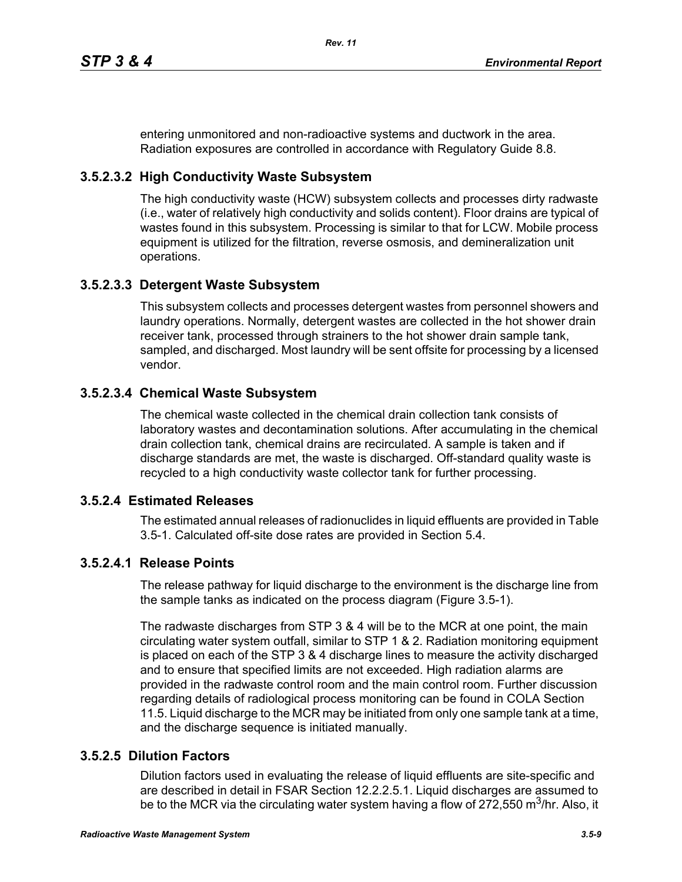entering unmonitored and non-radioactive systems and ductwork in the area. Radiation exposures are controlled in accordance with Regulatory Guide 8.8.

### 3.5.2.3.2 High Conductivity Waste Subsystem

The high conductivity waste (HCW) subsystem collects and processes dirty radwaste (i.e., water of relatively high conductivity and solids content). Floor drains are typical of wastes found in this subsystem. Processing is similar to that for LCW. Mobile process equipment is utilized for the filtration, reverse osmosis, and demineralization unit operations.

### 3.5.2.3.3 Detergent Waste Subsystem

This subsystem collects and processes detergent wastes from personnel showers and laundry operations. Normally, detergent wastes are collected in the hot shower drain receiver tank, processed through strainers to the hot shower drain sample tank, sampled, and discharged. Most laundry will be sent offsite for processing by a licensed vendor.

### 3.5.2.3.4 Chemical Waste Subsystem

The chemical waste collected in the chemical drain collection tank consists of laboratory wastes and decontamination solutions. After accumulating in the chemical drain collection tank, chemical drains are recirculated. A sample is taken and if discharge standards are met, the waste is discharged. Off-standard quality waste is recycled to a high conductivity waste collector tank for further processing.

## 3.5.2.4 Estimated Releases

The estimated annual releases of radionuclides in liquid effluents are provided in Table 3.5-1. Calculated off-site dose rates are provided in Section 5.4.

### 3.5.2.4.1 Release Points

The release pathway for liquid discharge to the environment is the discharge line from the sample tanks as indicated on the process diagram (Figure 3.5-1).

The radwaste discharges from STP 3 & 4 will be to the MCR at one point, the main circulating water system outfall, similar to STP 1 & 2. Radiation monitoring equipment is placed on each of the STP 3 & 4 discharge lines to measure the activity discharged and to ensure that specified limits are not exceeded. High radiation alarms are provided in the radwaste control room and the main control room. Further discussion regarding details of radiological process monitoring can be found in COLA Section 11.5. Liquid discharge to the MCR may be initiated from only one sample tank at a time, and the discharge sequence is initiated manually.

## 3.5.2.5 Dilution Factors

Dilution factors used in evaluating the release of liquid effluents are site-specific and are described in detail in FSAR Section 12.2.2.5.1. Liquid discharges are assumed to be to the MCR via the circulating water system having a flow of 272,550 $m^3$/hr. Also, it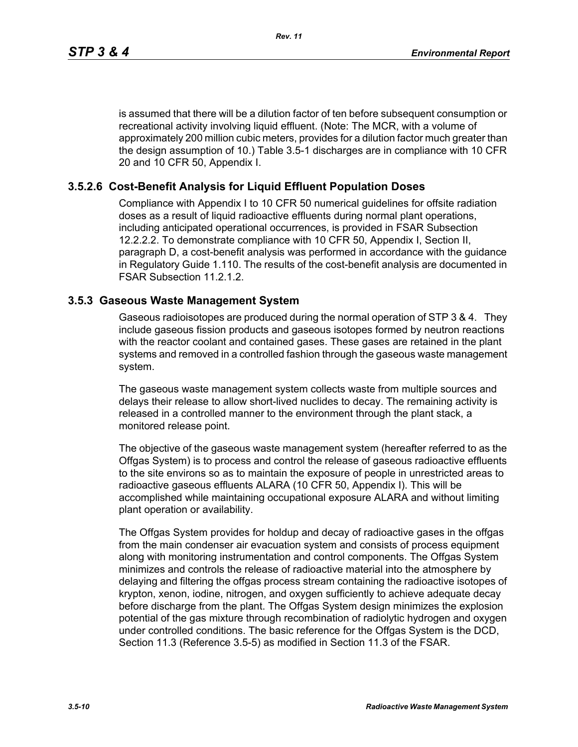is assumed that there will be a dilution factor of ten before subsequent consumption or recreational activity involving liquid effluent. (Note: The MCR, with a volume of approximately 200 million cubic meters, provides for a dilution factor much greater than the design assumption of 10.) Table 3.5-1 discharges are in compliance with 10 CFR 20 and 10 CFR 50, Appendix I.

### 3.5.2.6 Cost-Benefit Analysis for Liquid Effluent Population Doses

Compliance with Appendix I to 10 CFR 50 numerical guidelines for offsite radiation doses as a result of liquid radioactive effluents during normal plant operations, including anticipated operational occurrences, is provided in FSAR Subsection 12.2.2.2. To demonstrate compliance with 10 CFR 50, Appendix I, Section II, paragraph D, a cost-benefit analysis was performed in accordance with the guidance in Regulatory Guide 1.110. The results of the cost-benefit analysis are documented in FSAR Subsection 11.2.1.2.

## 3.5.3 Gaseous Waste Management System

Gaseous radioisotopes are produced during the normal operation of STP 3 & 4. They include gaseous fission products and gaseous isotopes formed by neutron reactions with the reactor coolant and contained gases. These gases are retained in the plant systems and removed in a controlled fashion through the gaseous waste management system.

The gaseous waste management system collects waste from multiple sources and delays their release to allow short-lived nuclides to decay. The remaining activity is released in a controlled manner to the environment through the plant stack, a monitored release point.

The objective of the gaseous waste management system (hereafter referred to as the Offgas System) is to process and control the release of gaseous radioactive effluents to the site environs so as to maintain the exposure of people in unrestricted areas to radioactive gaseous effluents ALARA (10 CFR 50, Appendix I). This will be accomplished while maintaining occupational exposure ALARA and without limiting plant operation or availability.

The Offgas System provides for holdup and decay of radioactive gases in the offgas from the main condenser air evacuation system and consists of process equipment along with monitoring instrumentation and control components. The Offgas System minimizes and controls the release of radioactive material into the atmosphere by delaying and filtering the offgas process stream containing the radioactive isotopes of krypton, xenon, iodine, nitrogen, and oxygen sufficiently to achieve adequate decay before discharge from the plant. The Offgas System design minimizes the explosion potential of the gas mixture through recombination of radiolytic hydrogen and oxygen under controlled conditions. The basic reference for the Offgas System is the DCD, Section 11.3 (Reference 3.5-5) as modified in Section 11.3 of the FSAR.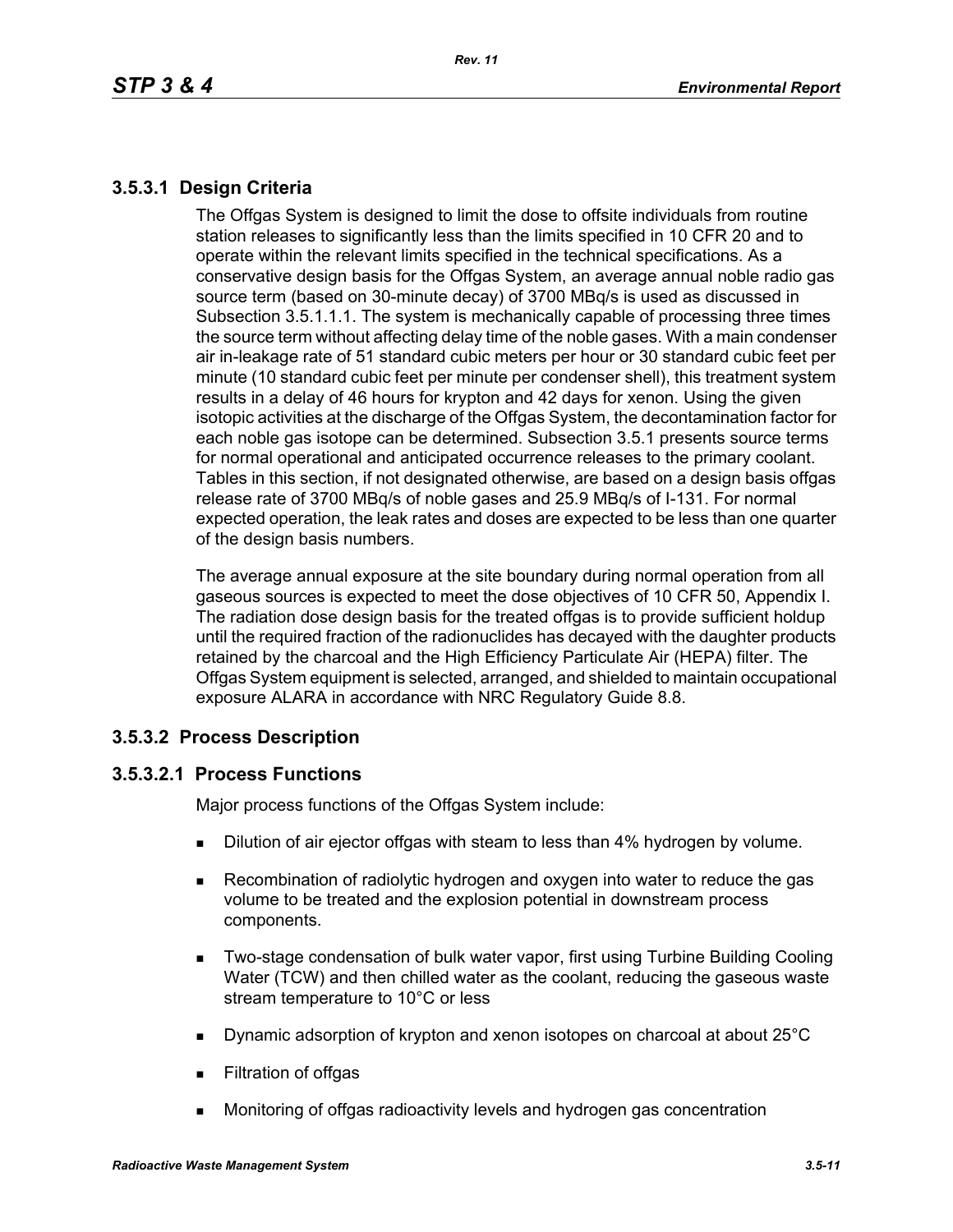### 3.5.3.1 Design Criteria

The Offgas System is designed to limit the dose to offsite individuals from routine station releases to significantly less than the limits specified in 10 CFR 20 and to operate within the relevant limits specified in the technical specifications. As a conservative design basis for the Offgas System, an average annual noble radio gas source term (based on 30-minute decay) of 3700 MBq/s is used as discussed in Subsection 3.5.1.1.1. The system is mechanically capable of processing three times the source term without affecting delay time of the noble gases. With a main condenser air in-leakage rate of 51 standard cubic meters per hour or 30 standard cubic feet per minute (10 standard cubic feet per minute per condenser shell), this treatment system results in a delay of 46 hours for krypton and 42 days for xenon. Using the given isotopic activities at the discharge of the Offgas System, the decontamination factor for each noble gas isotope can be determined. Subsection 3.5.1 presents source terms for normal operational and anticipated occurrence releases to the primary coolant. Tables in this section, if not designated otherwise, are based on a design basis offgas release rate of 3700 MBq/s of noble gases and 25.9 MBq/s of I-131. For normal expected operation, the leak rates and doses are expected to be less than one quarter of the design basis numbers.

The average annual exposure at the site boundary during normal operation from all gaseous sources is expected to meet the dose objectives of 10 CFR 50, Appendix I. The radiation dose design basis for the treated offgas is to provide sufficient holdup until the required fraction of the radionuclides has decayed with the daughter products retained by the charcoal and the High Efficiency Particulate Air (HEPA) filter. The Offgas System equipment is selected, arranged, and shielded to maintain occupational exposure ALARA in accordance with NRC Regulatory Guide 8.8.

### 3.5.3.2 Process Description

#### 3.5.3.2.1 Process Functions

Major process functions of the Offgas System include:

- Dilution of air ejector offgas with steam to less than 4% hydrogen by volume.
- Recombination of radiolytic hydrogen and oxygen into water to reduce the gas volume to be treated and the explosion potential in downstream process components.
- Two-stage condensation of bulk water vapor, first using Turbine Building Cooling Water (TCW) and then chilled water as the coolant, reducing the gaseous waste stream temperature to 10°C or less
- Dynamic adsorption of krypton and xenon isotopes on charcoal at about 25°C
- Filtration of offgas
- Monitoring of offgas radioactivity levels and hydrogen gas concentration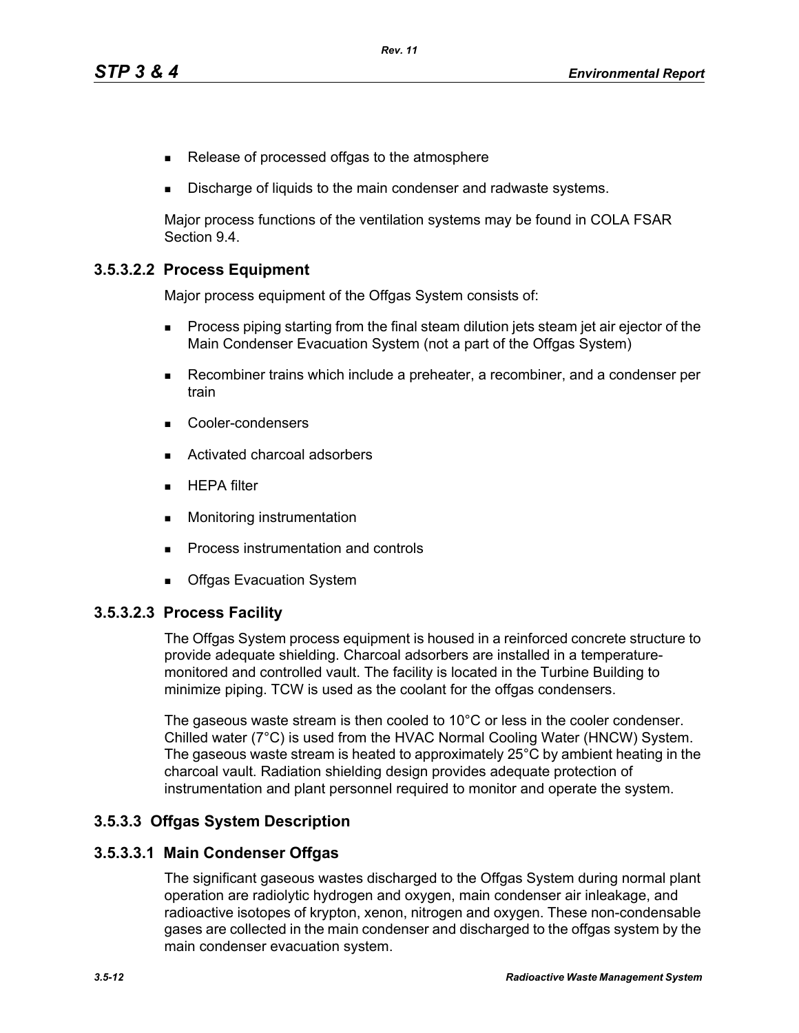- Release of processed offgas to the atmosphere
- Discharge of liquids to the main condenser and radwaste systems.

Major process functions of the ventilation systems may be found in COLA FSAR Section 9.4.

### 3.5.3.2.2 Process Equipment

Major process equipment of the Offgas System consists of:

- Process piping starting from the final steam dilution jets steam jet air ejector of the Main Condenser Evacuation System (not a part of the Offgas System)
- Recombiner trains which include a preheater, a recombiner, and a condenser per train
- Cooler-condensers
- Activated charcoal adsorbers
- HEPA filter
- Monitoring instrumentation
- Process instrumentation and controls
- Offgas Evacuation System

### 3.5.3.2.3 Process Facility

The Offgas System process equipment is housed in a reinforced concrete structure to provide adequate shielding. Charcoal adsorbers are installed in a temperature-monitored and controlled vault. The facility is located in the Turbine Building to minimize piping. TCW is used as the coolant for the offgas condensers.

The gaseous waste stream is then cooled to 10°C or less in the cooler condenser. Chilled water (7°C) is used from the HVAC Normal Cooling Water (HNCW) System. The gaseous waste stream is heated to approximately 25°C by ambient heating in the charcoal vault. Radiation shielding design provides adequate protection of instrumentation and plant personnel required to monitor and operate the system.

## 3.5.3.3 Offgas System Description

### 3.5.3.3.1 Main Condenser Offgas

The significant gaseous wastes discharged to the Offgas System during normal plant operation are radiolytic hydrogen and oxygen, main condenser air inleakage, and radioactive isotopes of krypton, xenon, nitrogen and oxygen. These non-condensable gases are collected in the main condenser and discharged to the offgas system by the main condenser evacuation system.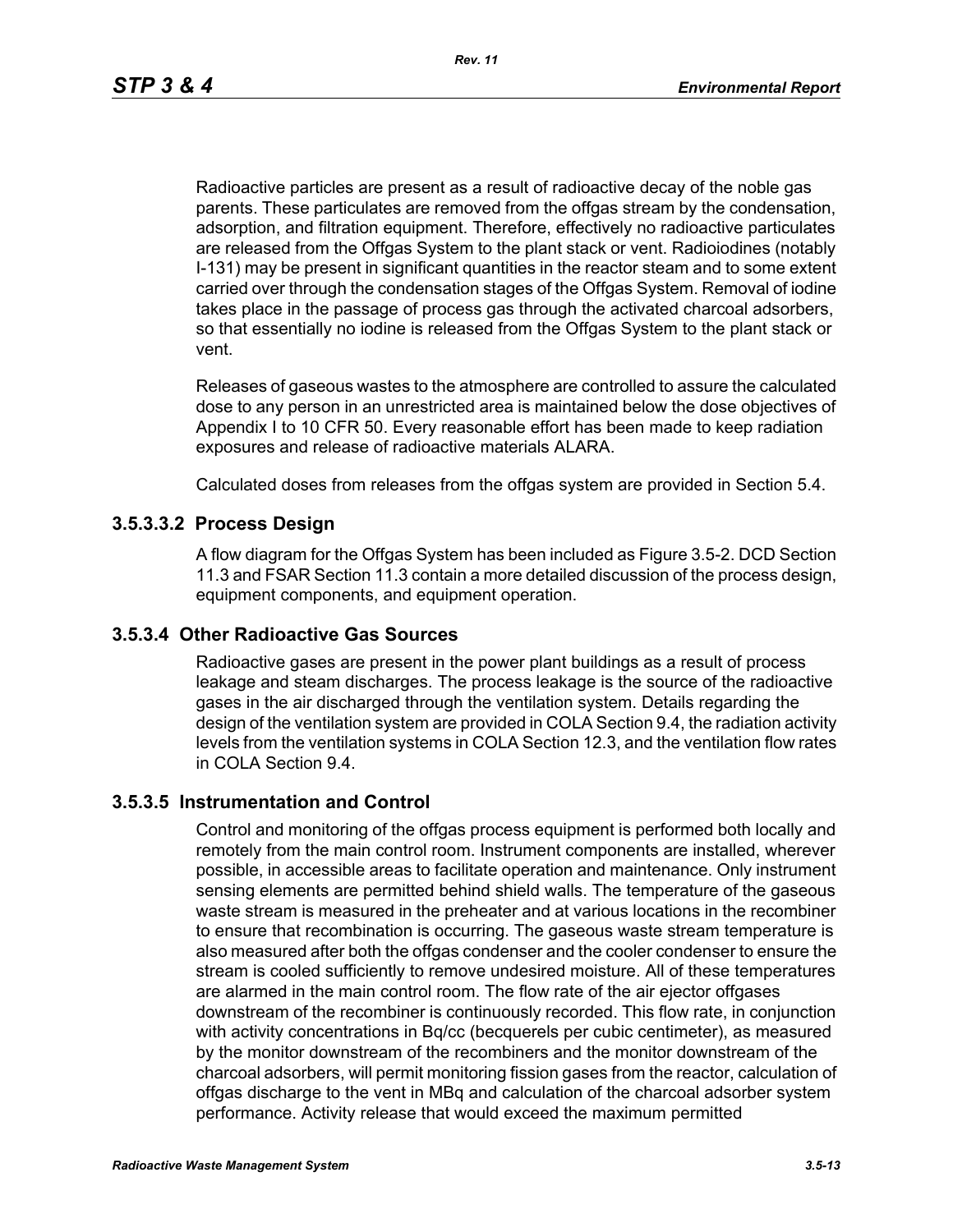Radioactive particles are present as a result of radioactive decay of the noble gas parents. These particulates are removed from the offgas stream by the condensation, adsorption, and filtration equipment. Therefore, effectively no radioactive particulates are released from the Offgas System to the plant stack or vent. Radioiodines (notably I-131) may be present in significant quantities in the reactor steam and to some extent carried over through the condensation stages of the Offgas System. Removal of iodine takes place in the passage of process gas through the activated charcoal adsorbers, so that essentially no iodine is released from the Offgas System to the plant stack or vent.

Releases of gaseous wastes to the atmosphere are controlled to assure the calculated dose to any person in an unrestricted area is maintained below the dose objectives of Appendix I to 10 CFR 50. Every reasonable effort has been made to keep radiation exposures and release of radioactive materials ALARA.

Calculated doses from releases from the offgas system are provided in Section 5.4.

### 3.5.3.3.2 Process Design

A flow diagram for the Offgas System has been included as Figure 3.5-2. DCD Section 11.3 and FSAR Section 11.3 contain a more detailed discussion of the process design, equipment components, and equipment operation.

## 3.5.3.4 Other Radioactive Gas Sources

Radioactive gases are present in the power plant buildings as a result of process leakage and steam discharges. The process leakage is the source of the radioactive gases in the air discharged through the ventilation system. Details regarding the design of the ventilation system are provided in COLA Section 9.4, the radiation activity levels from the ventilation systems in COLA Section 12.3, and the ventilation flow rates in COLA Section 9.4.

## 3.5.3.5 Instrumentation and Control

Control and monitoring of the offgas process equipment is performed both locally and remotely from the main control room. Instrument components are installed, wherever possible, in accessible areas to facilitate operation and maintenance. Only instrument sensing elements are permitted behind shield walls. The temperature of the gaseous waste stream is measured in the preheater and at various locations in the recombiner to ensure that recombination is occurring. The gaseous waste stream temperature is also measured after both the offgas condenser and the cooler condenser to ensure the stream is cooled sufficiently to remove undesired moisture. All of these temperatures are alarmed in the main control room. The flow rate of the air ejector offgases downstream of the recombiner is continuously recorded. This flow rate, in conjunction with activity concentrations in Bq/cc (becquerels per cubic centimeter), as measured by the monitor downstream of the recombiners and the monitor downstream of the charcoal adsorbers, will permit monitoring fission gases from the reactor, calculation of offgas discharge to the vent in MBq and calculation of the charcoal adsorber system performance. Activity release that would exceed the maximum permitted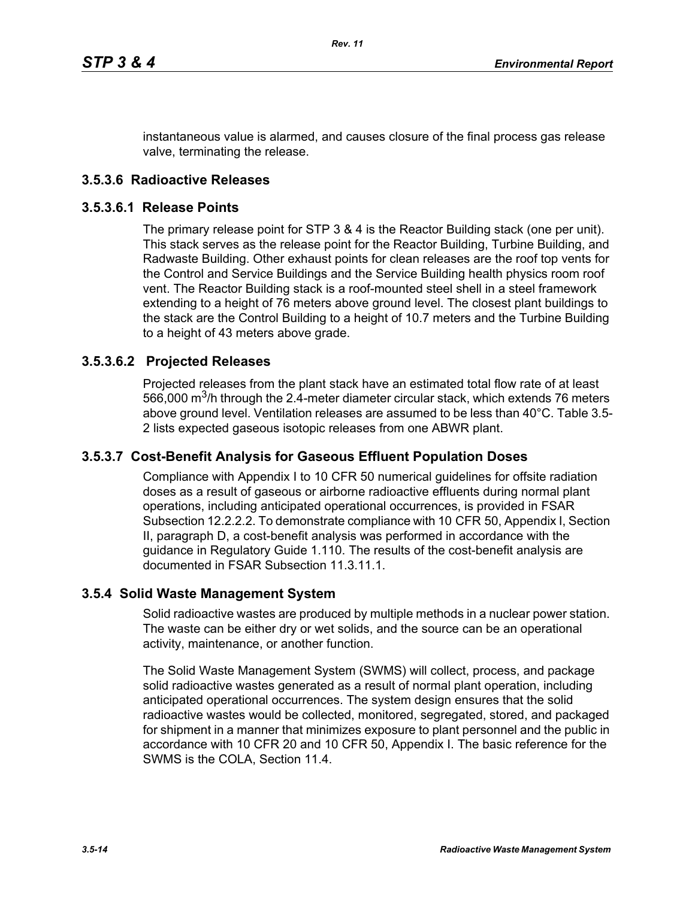instantaneous value is alarmed, and causes closure of the final process gas release valve, terminating the release.

### 3.5.3.6 Radioactive Releases

#### 3.5.3.6.1 Release Points

The primary release point for STP 3 & 4 is the Reactor Building stack (one per unit). This stack serves as the release point for the Reactor Building, Turbine Building, and Radwaste Building. Other exhaust points for clean releases are the roof top vents for the Control and Service Buildings and the Service Building health physics room roof vent. The Reactor Building stack is a roof-mounted steel shell in a steel framework extending to a height of 76 meters above ground level. The closest plant buildings to the stack are the Control Building to a height of 10.7 meters and the Turbine Building to a height of 43 meters above grade.

#### 3.5.3.6.2 Projected Releases

Projected releases from the plant stack have an estimated total flow rate of at least 566,000 $m^3$/h through the 2.4-meter diameter circular stack, which extends 76 meters above ground level. Ventilation releases are assumed to be less than 40°C. Table 3.5-2 lists expected gaseous isotopic releases from one ABWR plant.

### 3.5.3.7 Cost-Benefit Analysis for Gaseous Effluent Population Doses

Compliance with Appendix I to 10 CFR 50 numerical guidelines for offsite radiation doses as a result of gaseous or airborne radioactive effluents during normal plant operations, including anticipated operational occurrences, is provided in FSAR Subsection 12.2.2.2. To demonstrate compliance with 10 CFR 50, Appendix I, Section II, paragraph D, a cost-benefit analysis was performed in accordance with the guidance in Regulatory Guide 1.110. The results of the cost-benefit analysis are documented in FSAR Subsection 11.3.11.1.

## 3.5.4 Solid Waste Management System

Solid radioactive wastes are produced by multiple methods in a nuclear power station. The waste can be either dry or wet solids, and the source can be an operational activity, maintenance, or another function.

The Solid Waste Management System (SWMS) will collect, process, and package solid radioactive wastes generated as a result of normal plant operation, including anticipated operational occurrences. The system design ensures that the solid radioactive wastes would be collected, monitored, segregated, stored, and packaged for shipment in a manner that minimizes exposure to plant personnel and the public in accordance with 10 CFR 20 and 10 CFR 50, Appendix I. The basic reference for the SWMS is the COLA, Section 11.4.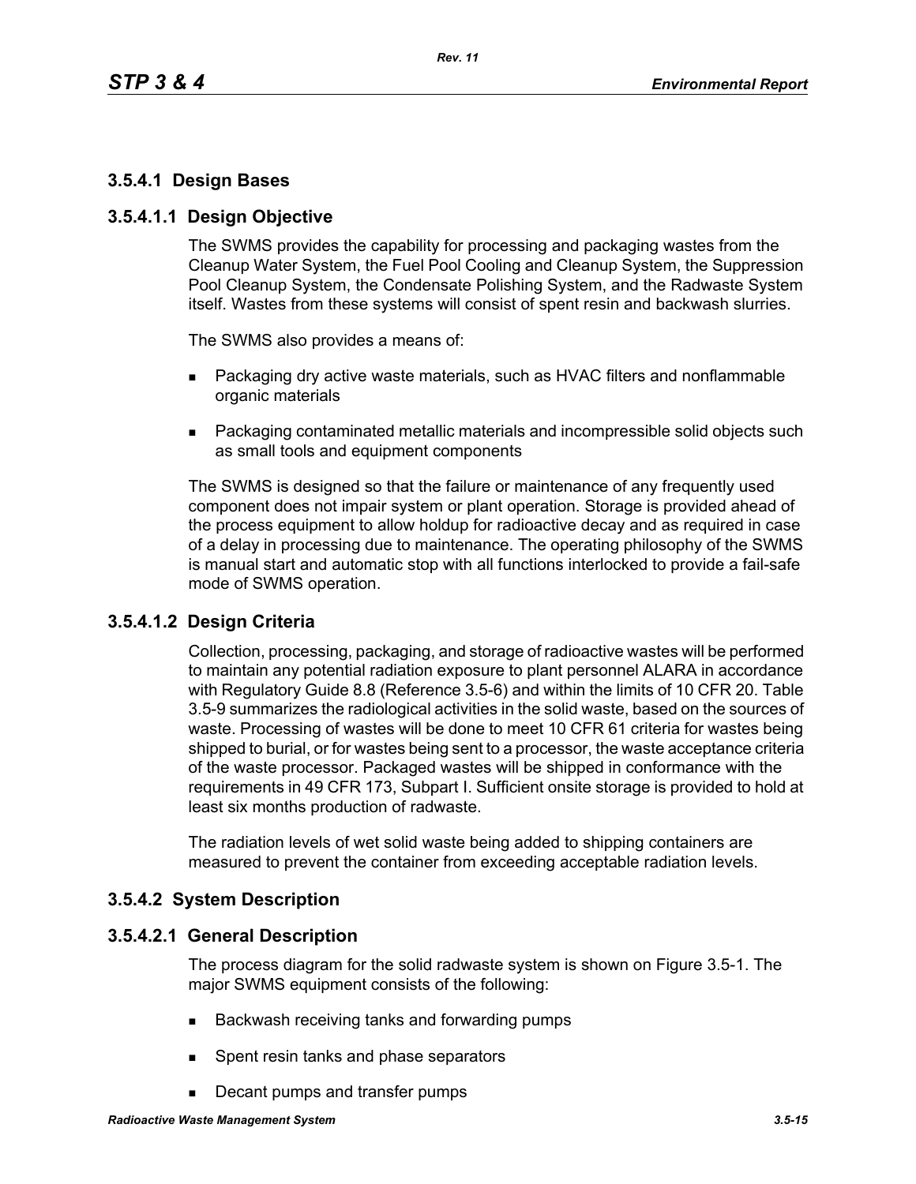### 3.5.4.1 Design Bases

#### 3.5.4.1.1 Design Objective

The SWMS provides the capability for processing and packaging wastes from the Cleanup Water System, the Fuel Pool Cooling and Cleanup System, the Suppression Pool Cleanup System, the Condensate Polishing System, and the Radwaste System itself. Wastes from these systems will consist of spent resin and backwash slurries.

The SWMS also provides a means of:

- Packaging dry active waste materials, such as HVAC filters and nonflammable organic materials
- Packaging contaminated metallic materials and incompressible solid objects such as small tools and equipment components

The SWMS is designed so that the failure or maintenance of any frequently used component does not impair system or plant operation. Storage is provided ahead of the process equipment to allow holdup for radioactive decay and as required in case of a delay in processing due to maintenance. The operating philosophy of the SWMS is manual start and automatic stop with all functions interlocked to provide a fail-safe mode of SWMS operation.

#### 3.5.4.1.2 Design Criteria

Collection, processing, packaging, and storage of radioactive wastes will be performed to maintain any potential radiation exposure to plant personnel ALARA in accordance with Regulatory Guide 8.8 (Reference 3.5-6) and within the limits of 10 CFR 20. Table 3.5-9 summarizes the radiological activities in the solid waste, based on the sources of waste. Processing of wastes will be done to meet 10 CFR 61 criteria for wastes being shipped to burial, or for wastes being sent to a processor, the waste acceptance criteria of the waste processor. Packaged wastes will be shipped in conformance with the requirements in 49 CFR 173, Subpart I. Sufficient onsite storage is provided to hold at least six months production of radwaste.

The radiation levels of wet solid waste being added to shipping containers are measured to prevent the container from exceeding acceptable radiation levels.

### 3.5.4.2 System Description

#### 3.5.4.2.1 General Description

The process diagram for the solid radwaste system is shown on Figure 3.5-1. The major SWMS equipment consists of the following:

- Backwash receiving tanks and forwarding pumps
- Spent resin tanks and phase separators
- Decant pumps and transfer pumps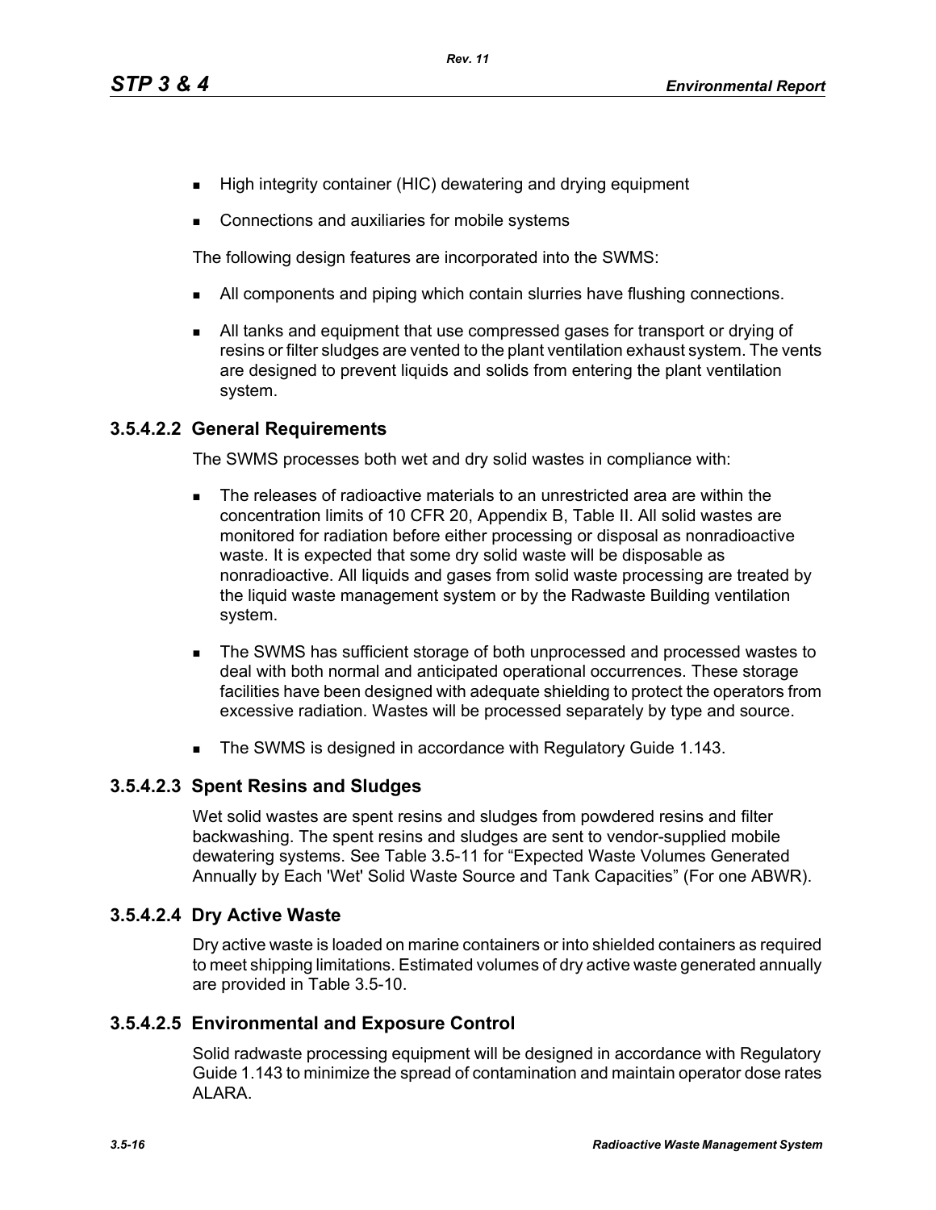- High integrity container (HIC) dewatering and drying equipment
- Connections and auxiliaries for mobile systems

The following design features are incorporated into the SWMS:

- All components and piping which contain slurries have flushing connections.
- All tanks and equipment that use compressed gases for transport or drying of resins or filter sludges are vented to the plant ventilation exhaust system. The vents are designed to prevent liquids and solids from entering the plant ventilation system.

### 3.5.4.2.2 General Requirements

The SWMS processes both wet and dry solid wastes in compliance with:

- The releases of radioactive materials to an unrestricted area are within the concentration limits of 10 CFR 20, Appendix B, Table II. All solid wastes are monitored for radiation before either processing or disposal as nonradioactive waste. It is expected that some dry solid waste will be disposable as nonradioactive. All liquids and gases from solid waste processing are treated by the liquid waste management system or by the Radwaste Building ventilation system.
- The SWMS has sufficient storage of both unprocessed and processed wastes to deal with both normal and anticipated operational occurrences. These storage facilities have been designed with adequate shielding to protect the operators from excessive radiation. Wastes will be processed separately by type and source.
- The SWMS is designed in accordance with Regulatory Guide 1.143.

### 3.5.4.2.3 Spent Resins and Sludges

Wet solid wastes are spent resins and sludges from powdered resins and filter backwashing. The spent resins and sludges are sent to vendor-supplied mobile dewatering systems. See Table 3.5-11 for "Expected Waste Volumes Generated Annually by Each 'Wet' Solid Waste Source and Tank Capacities" (For one ABWR).

### 3.5.4.2.4 Dry Active Waste

Dry active waste is loaded on marine containers or into shielded containers as required to meet shipping limitations. Estimated volumes of dry active waste generated annually are provided in Table 3.5-10.

### 3.5.4.2.5 Environmental and Exposure Control

Solid radwaste processing equipment will be designed in accordance with Regulatory Guide 1.143 to minimize the spread of contamination and maintain operator dose rates ALARA.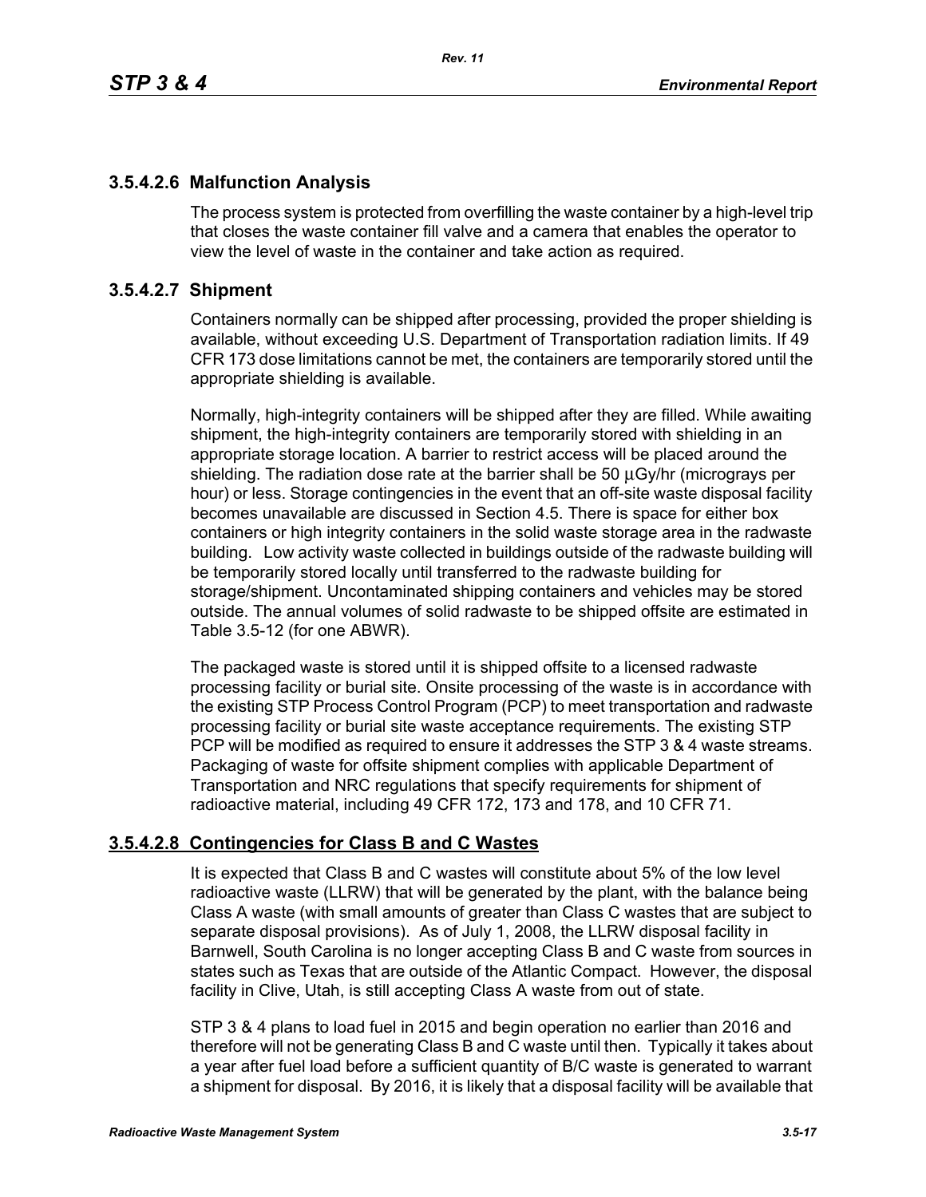### 3.5.4.2.6 Malfunction Analysis

The process system is protected from overfilling the waste container by a high-level trip that closes the waste container fill valve and a camera that enables the operator to view the level of waste in the container and take action as required.

### 3.5.4.2.7 Shipment

Containers normally can be shipped after processing, provided the proper shielding is available, without exceeding U.S. Department of Transportation radiation limits. If 49 CFR 173 dose limitations cannot be met, the containers are temporarily stored until the appropriate shielding is available.

Normally, high-integrity containers will be shipped after they are filled. While awaiting shipment, the high-integrity containers are temporarily stored with shielding in an appropriate storage location. A barrier to restrict access will be placed around the shielding. The radiation dose rate at the barrier shall be 50 µGy/hr (micrograys per hour) or less. Storage contingencies in the event that an off-site waste disposal facility becomes unavailable are discussed in Section 4.5. There is space for either box containers or high integrity containers in the solid waste storage area in the radwaste building. Low activity waste collected in buildings outside of the radwaste building will be temporarily stored locally until transferred to the radwaste building for storage/shipment. Uncontaminated shipping containers and vehicles may be stored outside. The annual volumes of solid radwaste to be shipped offsite are estimated in Table 3.5-12 (for one ABWR).

The packaged waste is stored until it is shipped offsite to a licensed radwaste processing facility or burial site. Onsite processing of the waste is in accordance with the existing STP Process Control Program (PCP) to meet transportation and radwaste processing facility or burial site waste acceptance requirements. The existing STP PCP will be modified as required to ensure it addresses the STP 3 & 4 waste streams. Packaging of waste for offsite shipment complies with applicable Department of Transportation and NRC regulations that specify requirements for shipment of radioactive material, including 49 CFR 172, 173 and 178, and 10 CFR 71.

### 3.5.4.2.8 Contingencies for Class B and C Wastes

It is expected that Class B and C wastes will constitute about 5% of the low level radioactive waste (LLRW) that will be generated by the plant, with the balance being Class A waste (with small amounts of greater than Class C wastes that are subject to separate disposal provisions). As of July 1, 2008, the LLRW disposal facility in Barnwell, South Carolina is no longer accepting Class B and C waste from sources in states such as Texas that are outside of the Atlantic Compact. However, the disposal facility in Clive, Utah, is still accepting Class A waste from out of state.

STP 3 & 4 plans to load fuel in 2015 and begin operation no earlier than 2016 and therefore will not be generating Class B and C waste until then. Typically it takes about a year after fuel load before a sufficient quantity of B/C waste is generated to warrant a shipment for disposal. By 2016, it is likely that a disposal facility will be available that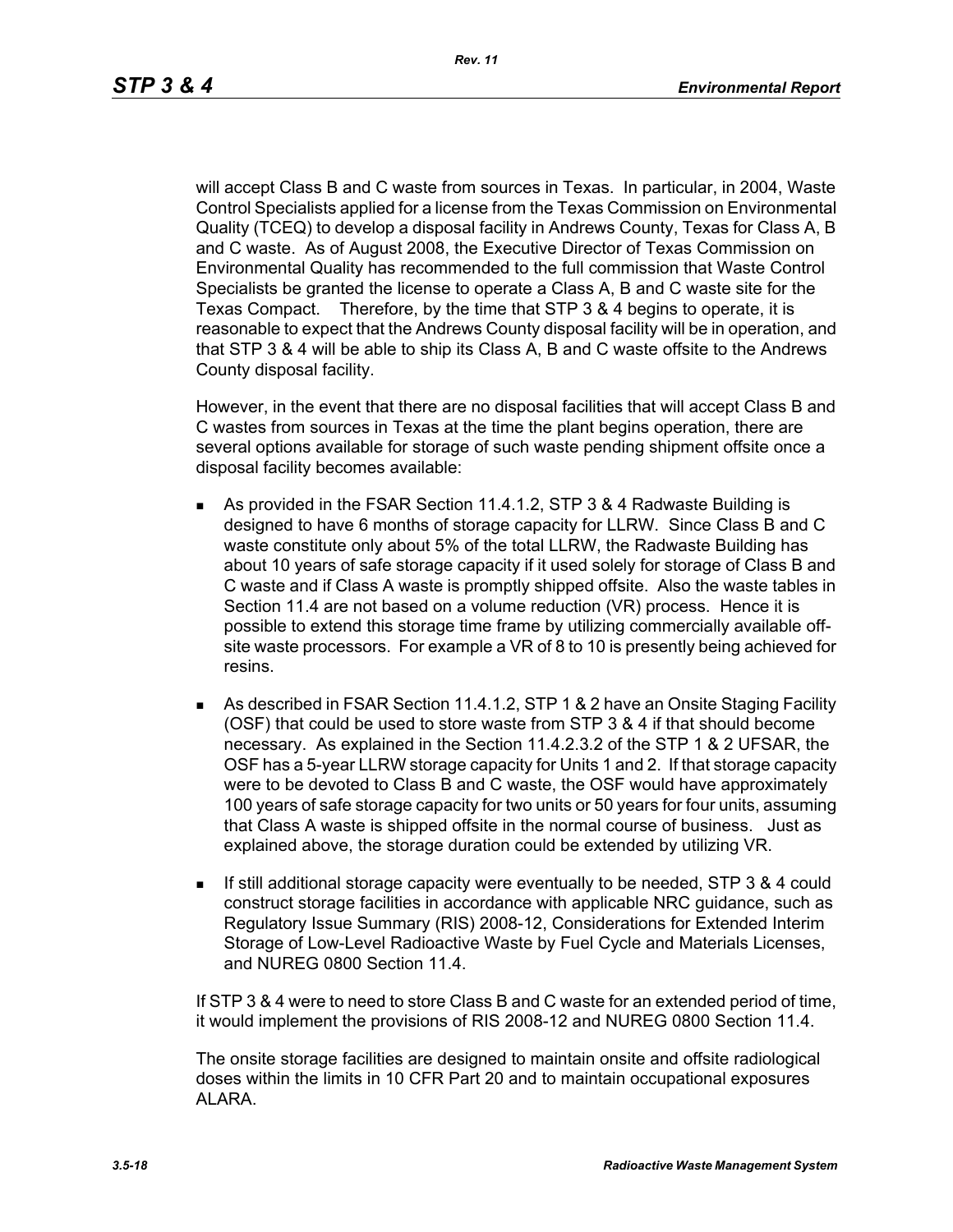will accept Class B and C waste from sources in Texas. In particular, in 2004, Waste Control Specialists applied for a license from the Texas Commission on Environmental Quality (TCEQ) to develop a disposal facility in Andrews County, Texas for Class A, B and C waste. As of August 2008, the Executive Director of Texas Commission on Environmental Quality has recommended to the full commission that Waste Control Specialists be granted the license to operate a Class A, B and C waste site for the Texas Compact. Therefore, by the time that STP 3 & 4 begins to operate, it is reasonable to expect that the Andrews County disposal facility will be in operation, and that STP 3 & 4 will be able to ship its Class A, B and C waste offsite to the Andrews County disposal facility.

However, in the event that there are no disposal facilities that will accept Class B and C wastes from sources in Texas at the time the plant begins operation, there are several options available for storage of such waste pending shipment offsite once a disposal facility becomes available:

- As provided in the FSAR Section 11.4.1.2, STP 3 & 4 Radwaste Building is designed to have 6 months of storage capacity for LLRW. Since Class B and C waste constitute only about 5% of the total LLRW, the Radwaste Building has about 10 years of safe storage capacity if it used solely for storage of Class B and C waste and if Class A waste is promptly shipped offsite. Also the waste tables in Section 11.4 are not based on a volume reduction (VR) process. Hence it is possible to extend this storage time frame by utilizing commercially available off-site waste processors. For example a VR of 8 to 10 is presently being achieved for resins.
- As described in FSAR Section 11.4.1.2, STP 1 & 2 have an Onsite Staging Facility (OSF) that could be used to store waste from STP 3 & 4 if that should become necessary. As explained in the Section 11.4.2.3.2 of the STP 1 & 2 UFSAR, the OSF has a 5-year LLRW storage capacity for Units 1 and 2. If that storage capacity were to be devoted to Class B and C waste, the OSF would have approximately 100 years of safe storage capacity for two units or 50 years for four units, assuming that Class A waste is shipped offsite in the normal course of business. Just as explained above, the storage duration could be extended by utilizing VR.
- If still additional storage capacity were eventually to be needed, STP 3 & 4 could construct storage facilities in accordance with applicable NRC guidance, such as Regulatory Issue Summary (RIS) 2008-12, Considerations for Extended Interim Storage of Low-Level Radioactive Waste by Fuel Cycle and Materials Licenses, and NUREG 0800 Section 11.4.

If STP 3 & 4 were to need to store Class B and C waste for an extended period of time, it would implement the provisions of RIS 2008-12 and NUREG 0800 Section 11.4.

The onsite storage facilities are designed to maintain onsite and offsite radiological doses within the limits in 10 CFR Part 20 and to maintain occupational exposures ALARA.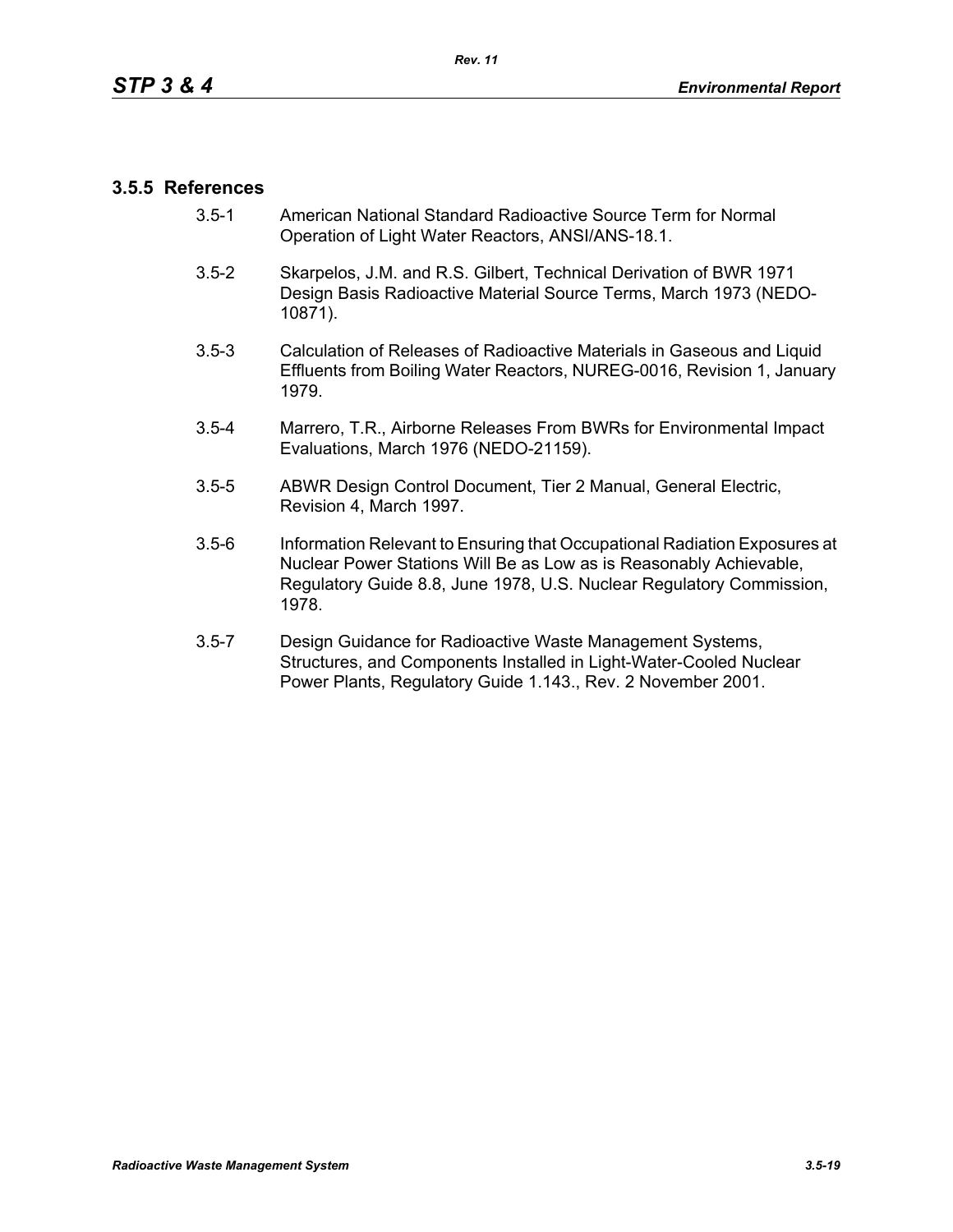### 3.5.5 References

3.5-1 American National Standard Radioactive Source Term for Normal Operation of Light Water Reactors, ANSI/ANS-18.1.

3.5-2 Skarpelos, J.M. and R.S. Gilbert, Technical Derivation of BWR 1971 Design Basis Radioactive Material Source Terms, March 1973 (NEDO-10871).

3.5-3 Calculation of Releases of Radioactive Materials in Gaseous and Liquid Effluents from Boiling Water Reactors, NUREG-0016, Revision 1, January 1979.

3.5-4 Marrero, T.R., Airborne Releases From BWRs for Environmental Impact Evaluations, March 1976 (NEDO-21159).

3.5-5 ABWR Design Control Document, Tier 2 Manual, General Electric, Revision 4, March 1997.

3.5-6 Information Relevant to Ensuring that Occupational Radiation Exposures at Nuclear Power Stations Will Be as Low as is Reasonably Achievable, Regulatory Guide 8.8, June 1978, U.S. Nuclear Regulatory Commission, 1978.

3.5-7 Design Guidance for Radioactive Waste Management Systems, Structures, and Components Installed in Light-Water-Cooled Nuclear Power Plants, Regulatory Guide 1.143., Rev. 2 November 2001.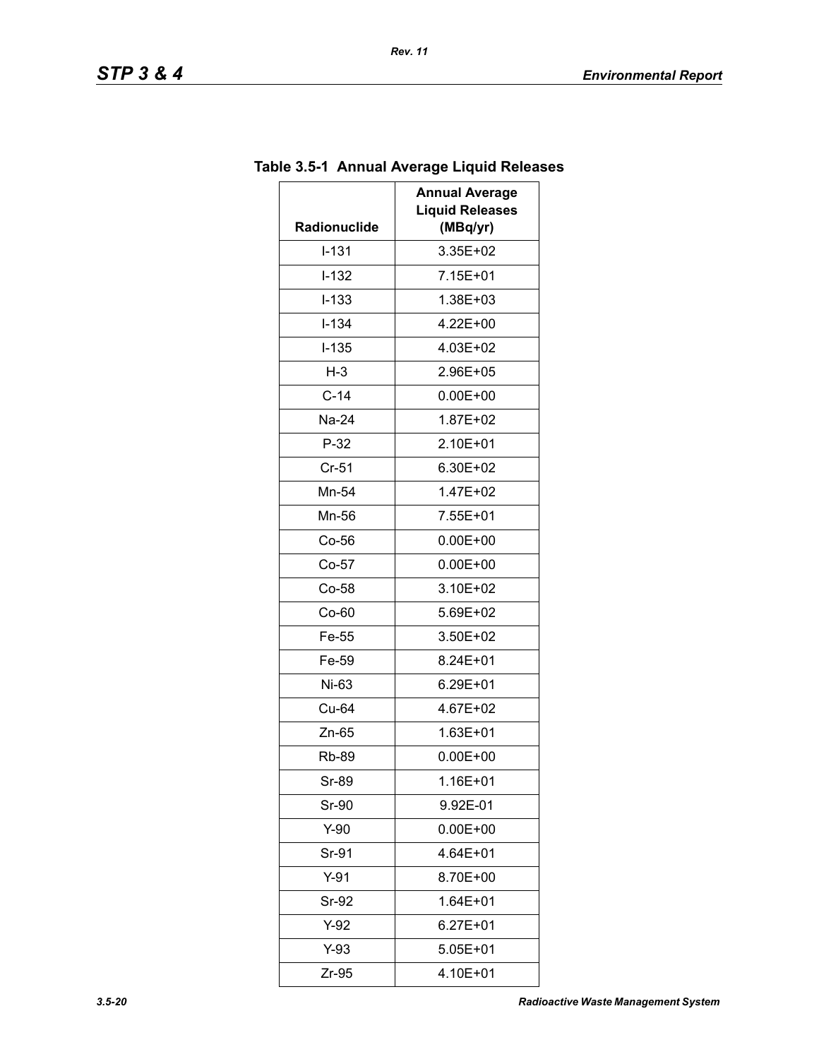### Table 3.5-1 Annual Average Liquid Releases

| Radionuclide | Annual Average Liquid Releases (MBq/yr) |
|---|---|
| I-131 | 3.35E+02 |
| I-132 | 7.15E+01 |
| I-133 | 1.38E+03 |
| I-134 | 4.22E+00 |
| I-135 | 4.03E+02 |
| H-3 | 2.96E+05 |
| C-14 | 0.00E+00 |
| Na-24 | 1.87E+02 |
| P-32 | 2.10E+01 |
| Cr-51 | 6.30E+02 |
| Mn-54 | 1.47E+02 |
| Mn-56 | 7.55E+01 |
| Co-56 | 0.00E+00 |
| Co-57 | 0.00E+00 |
| Co-58 | 3.10E+02 |
| Co-60 | 5.69E+02 |
| Fe-55 | 3.50E+02 |
| Fe-59 | 8.24E+01 |
| Ni-63 | 6.29E+01 |
| Cu-64 | 4.67E+02 |
| Zn-65 | 1.63E+01 |
| Rb-89 | 0.00E+00 |
| Sr-89 | 1.16E+01 |
| Sr-90 | 9.92E-01 |
| Y-90 | 0.00E+00 |
| Sr-91 | 4.64E+01 |
| Y-91 | 8.70E+00 |
| Sr-92 | 1.64E+01 |
| Y-92 | 6.27E+01 |
| Y-93 | 5.05E+01 |
| Zr-95 | 4.10E+01 |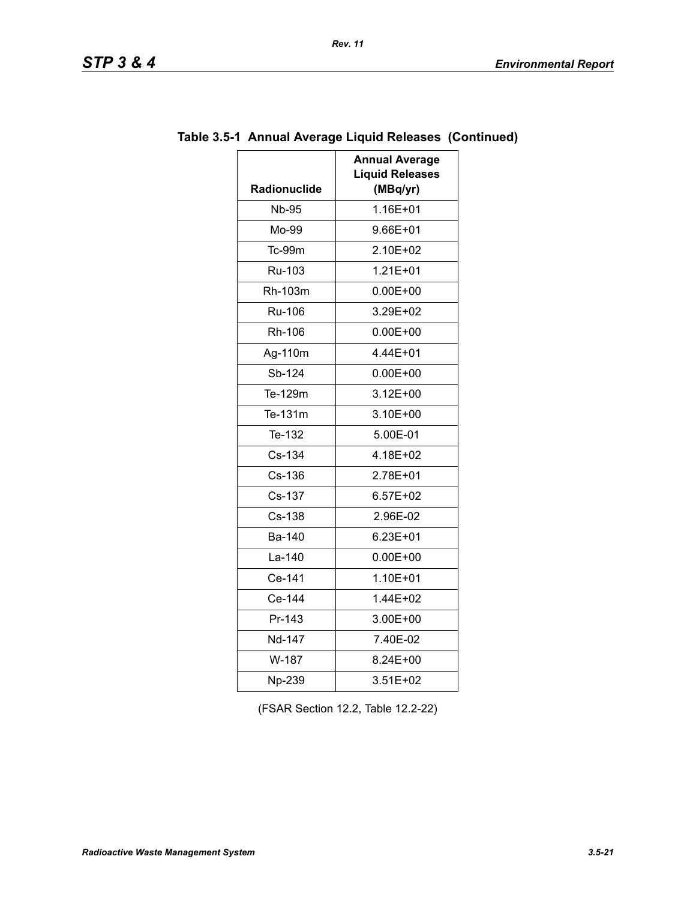**Table 3.5-1 Annual Average Liquid Releases (Continued)**

| Radionuclide | Annual Average Liquid Releases (MBq/yr) |
|---|---|
| Nb-95 | 1.16E+01 |
| Mo-99 | 9.66E+01 |
| Tc-99m | 2.10E+02 |
| Ru-103 | 1.21E+01 |
| Rh-103m | 0.00E+00 |
| Ru-106 | 3.29E+02 |
| Rh-106 | 0.00E+00 |
| Ag-110m | 4.44E+01 |
| Sb-124 | 0.00E+00 |
| Te-129m | 3.12E+00 |
| Te-131m | 3.10E+00 |
| Te-132 | 5.00E-01 |
| Cs-134 | 4.18E+02 |
| Cs-136 | 2.78E+01 |
| Cs-137 | 6.57E+02 |
| Cs-138 | 2.96E-02 |
| Ba-140 | 6.23E+01 |
| La-140 | 0.00E+00 |
| Ce-141 | 1.10E+01 |
| Ce-144 | 1.44E+02 |
| Pr-143 | 3.00E+00 |
| Nd-147 | 7.40E-02 |
| W-187 | 8.24E+00 |
| Np-239 | 3.51E+02 |

(FSAR Section 12.2, Table 12.2-22)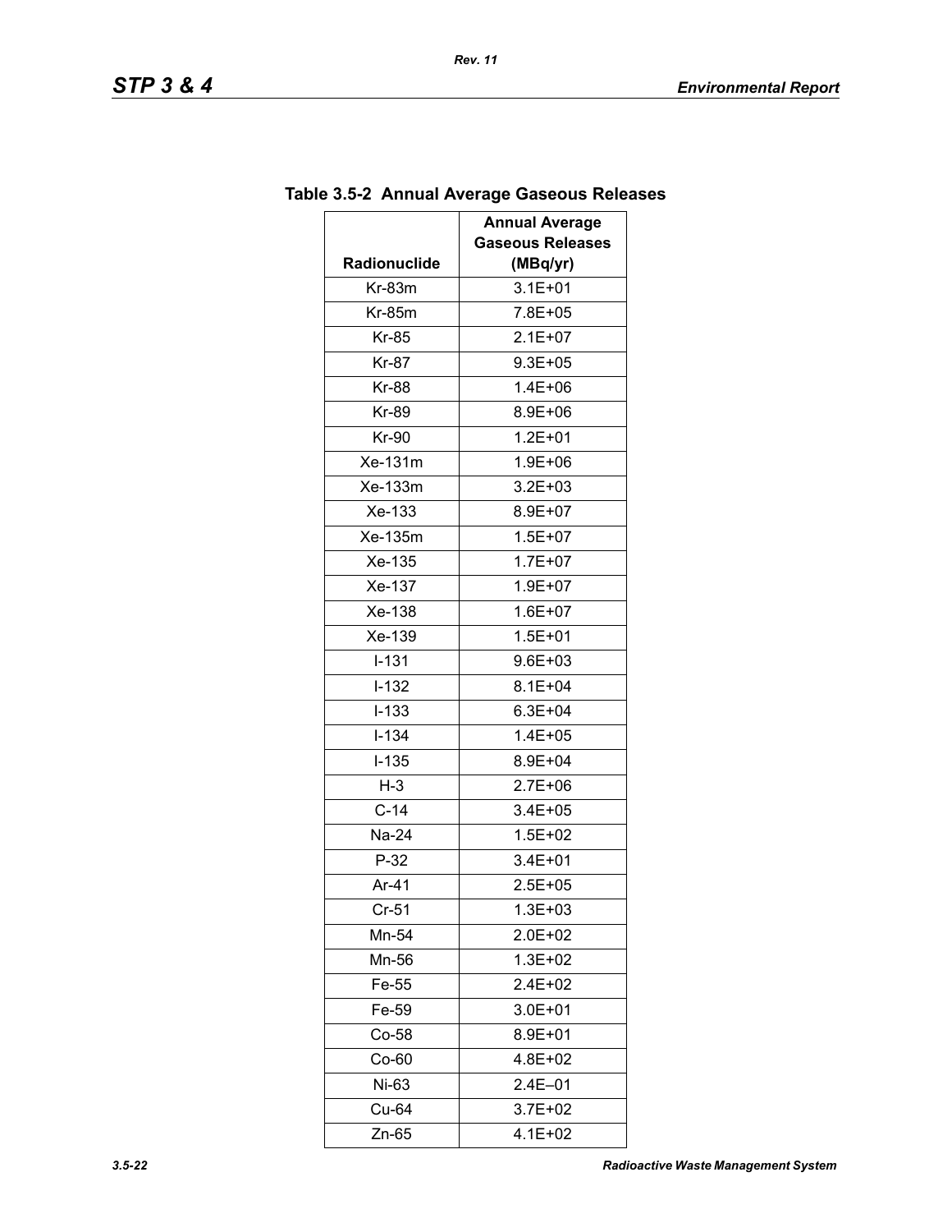### Table 3.5-2 Annual Average Gaseous Releases

| Radionuclide | Annual Average Gaseous Releases (MBq/yr) |
|---|---|
| Kr-83m | 3.1E+01 |
| Kr-85m | 7.8E+05 |
| Kr-85 | 2.1E+07 |
| Kr-87 | 9.3E+05 |
| Kr-88 | 1.4E+06 |
| Kr-89 | 8.9E+06 |
| Kr-90 | 1.2E+01 |
| Xe-131m | 1.9E+06 |
| Xe-133m | 3.2E+03 |
| Xe-133 | 8.9E+07 |
| Xe-135m | 1.5E+07 |
| Xe-135 | 1.7E+07 |
| Xe-137 | 1.9E+07 |
| Xe-138 | 1.6E+07 |
| Xe-139 | 1.5E+01 |
| I-131 | 9.6E+03 |
| I-132 | 8.1E+04 |
| I-133 | 6.3E+04 |
| I-134 | 1.4E+05 |
| I-135 | 8.9E+04 |
| H-3 | 2.7E+06 |
| C-14 | 3.4E+05 |
| Na-24 | 1.5E+02 |
| P-32 | 3.4E+01 |
| Ar-41 | 2.5E+05 |
| Cr-51 | 1.3E+03 |
| Mn-54 | 2.0E+02 |
| Mn-56 | 1.3E+02 |
| Fe-55 | 2.4E+02 |
| Fe-59 | 3.0E+01 |
| Co-58 | 8.9E+01 |
| Co-60 | 4.8E+02 |
| Ni-63 | 2.4E–01 |
| Cu-64 | 3.7E+02 |
| Zn-65 | 4.1E+02 |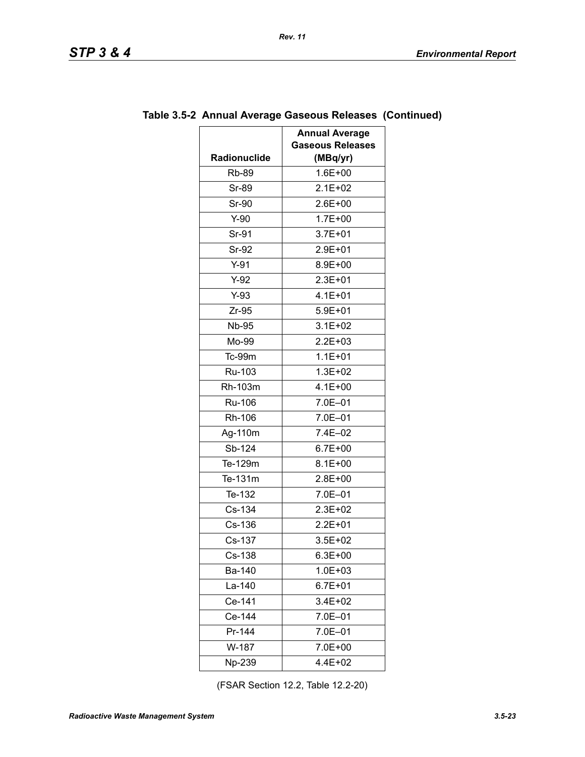**Table 3.5-2 Annual Average Gaseous Releases (Continued)**

| Radionuclide | Annual Average Gaseous Releases (MBq/yr) |
|---|---|
| Rb-89 | 1.6E+00 |
| Sr-89 | 2.1E+02 |
| Sr-90 | 2.6E+00 |
| Y-90 | 1.7E+00 |
| Sr-91 | 3.7E+01 |
| Sr-92 | 2.9E+01 |
| Y-91 | 8.9E+00 |
| Y-92 | 2.3E+01 |
| Y-93 | 4.1E+01 |
| Zr-95 | 5.9E+01 |
| Nb-95 | 3.1E+02 |
| Mo-99 | 2.2E+03 |
| Tc-99m | 1.1E+01 |
| Ru-103 | 1.3E+02 |
| Rh-103m | 4.1E+00 |
| Ru-106 | 7.0E–01 |
| Rh-106 | 7.0E–01 |
| Ag-110m | 7.4E–02 |
| Sb-124 | 6.7E+00 |
| Te-129m | 8.1E+00 |
| Te-131m | 2.8E+00 |
| Te-132 | 7.0E–01 |
| Cs-134 | 2.3E+02 |
| Cs-136 | 2.2E+01 |
| Cs-137 | 3.5E+02 |
| Cs-138 | 6.3E+00 |
| Ba-140 | 1.0E+03 |
| La-140 | 6.7E+01 |
| Ce-141 | 3.4E+02 |
| Ce-144 | 7.0E–01 |
| Pr-144 | 7.0E–01 |
| W-187 | 7.0E+00 |
| Np-239 | 4.4E+02 |

(FSAR Section 12.2, Table 12.2-20)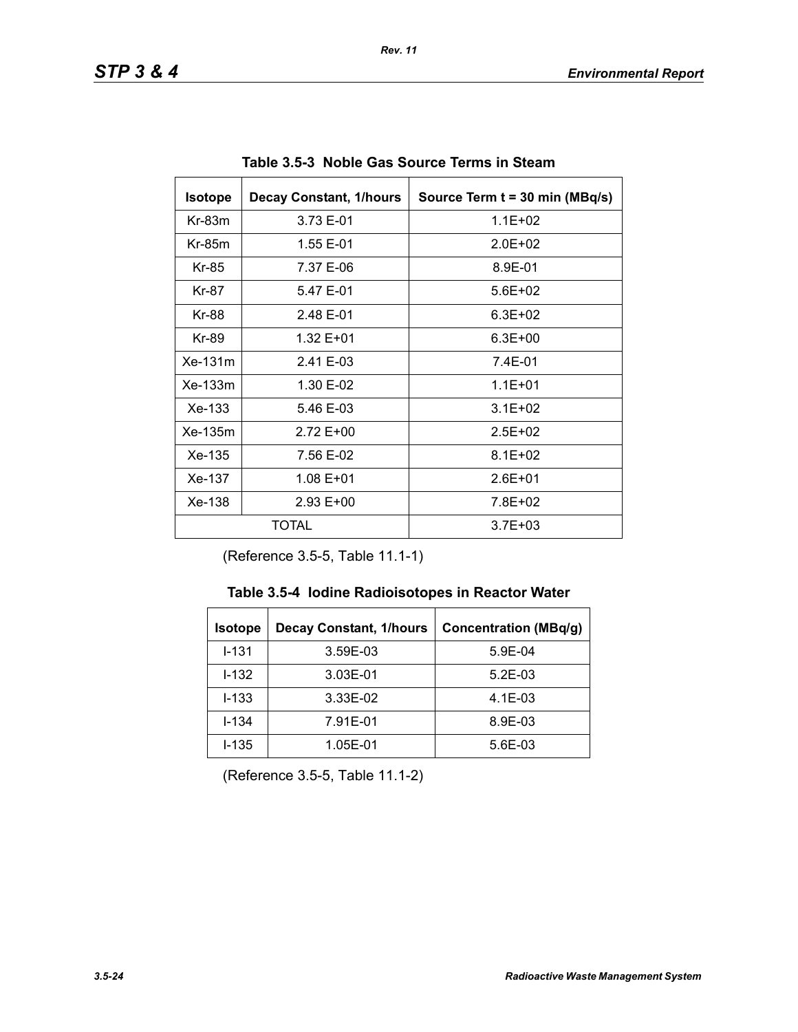**Table 3.5-3 Noble Gas Source Terms in Steam**

| Isotope | Decay Constant, 1/hours | Source Term t = 30 min (MBq/s) |
|---|---|---|
| Kr-83m | 3.73 E-01 | 1.1E+02 |
| Kr-85m | 1.55 E-01 | 2.0E+02 |
| Kr-85 | 7.37 E-06 | 8.9E-01 |
| Kr-87 | 5.47 E-01 | 5.6E+02 |
| Kr-88 | 2.48 E-01 | 6.3E+02 |
| Kr-89 | 1.32 E+01 | 6.3E+00 |
| Xe-131m | 2.41 E-03 | 7.4E-01 |
| Xe-133m | 1.30 E-02 | 1.1E+01 |
| Xe-133 | 5.46 E-03 | 3.1E+02 |
| Xe-135m | 2.72 E+00 | 2.5E+02 |
| Xe-135 | 7.56 E-02 | 8.1E+02 |
| Xe-137 | 1.08 E+01 | 2.6E+01 |
| Xe-138 | 2.93 E+00 | 7.8E+02 |
| TOTAL | | 3.7E+03 |

(Reference 3.5-5, Table 11.1-1)

**Table 3.5-4 Iodine Radioisotopes in Reactor Water**

| Isotope | Decay Constant, 1/hours | Concentration (MBq/g) |
|---|---|---|
| I-131 | 3.59E-03 | 5.9E-04 |
| I-132 | 3.03E-01 | 5.2E-03 |
| I-133 | 3.33E-02 | 4.1E-03 |
| I-134 | 7.91E-01 | 8.9E-03 |
| I-135 | 1.05E-01 | 5.6E-03 |

(Reference 3.5-5, Table 11.1-2)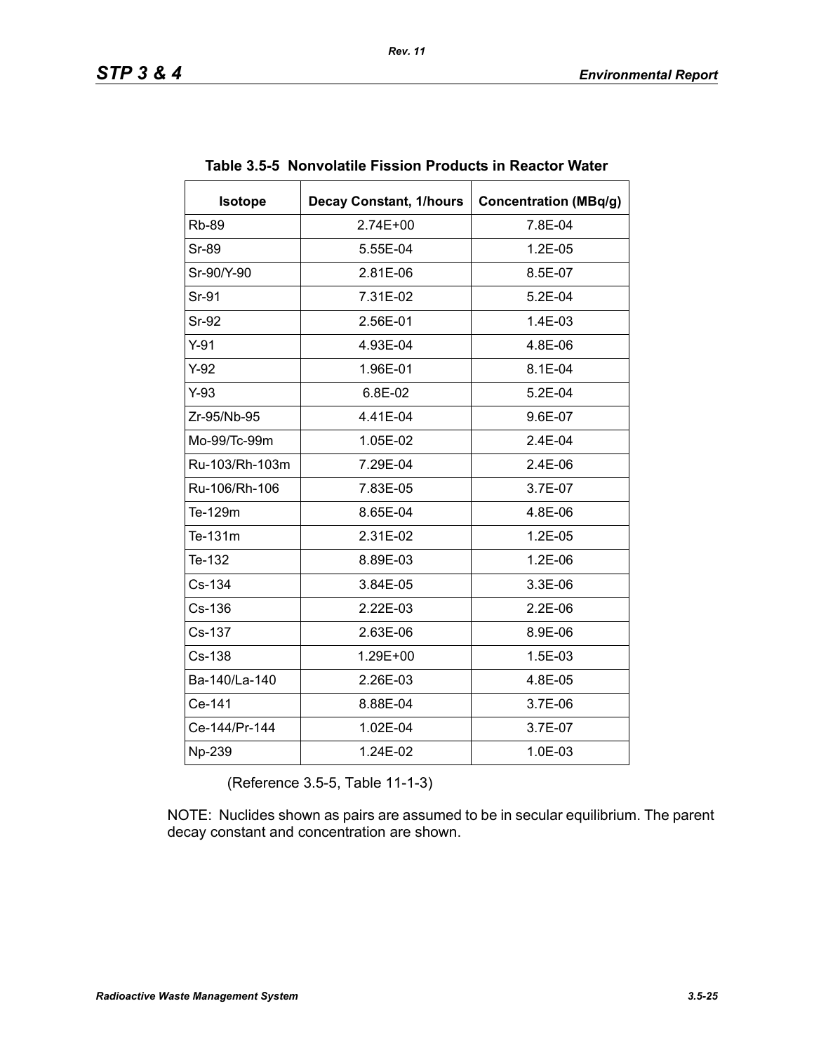**Table 3.5-5 Nonvolatile Fission Products in Reactor Water**

| Isotope | Decay Constant, 1/hours | Concentration (MBq/g) |
|---|---|---|
| Rb-89 | 2.74E+00 | 7.8E-04 |
| Sr-89 | 5.55E-04 | 1.2E-05 |
| Sr-90/Y-90 | 2.81E-06 | 8.5E-07 |
| Sr-91 | 7.31E-02 | 5.2E-04 |
| Sr-92 | 2.56E-01 | 1.4E-03 |
| Y-91 | 4.93E-04 | 4.8E-06 |
| Y-92 | 1.96E-01 | 8.1E-04 |
| Y-93 | 6.8E-02 | 5.2E-04 |
| Zr-95/Nb-95 | 4.41E-04 | 9.6E-07 |
| Mo-99/Tc-99m | 1.05E-02 | 2.4E-04 |
| Ru-103/Rh-103m | 7.29E-04 | 2.4E-06 |
| Ru-106/Rh-106 | 7.83E-05 | 3.7E-07 |
| Te-129m | 8.65E-04 | 4.8E-06 |
| Te-131m | 2.31E-02 | 1.2E-05 |
| Te-132 | 8.89E-03 | 1.2E-06 |
| Cs-134 | 3.84E-05 | 3.3E-06 |
| Cs-136 | 2.22E-03 | 2.2E-06 |
| Cs-137 | 2.63E-06 | 8.9E-06 |
| Cs-138 | 1.29E+00 | 1.5E-03 |
| Ba-140/La-140 | 2.26E-03 | 4.8E-05 |
| Ce-141 | 8.88E-04 | 3.7E-06 |
| Ce-144/Pr-144 | 1.02E-04 | 3.7E-07 |
| Np-239 | 1.24E-02 | 1.0E-03 |

(Reference 3.5-5, Table 11-1-3)

NOTE: Nuclides shown as pairs are assumed to be in secular equilibrium. The parent decay constant and concentration are shown.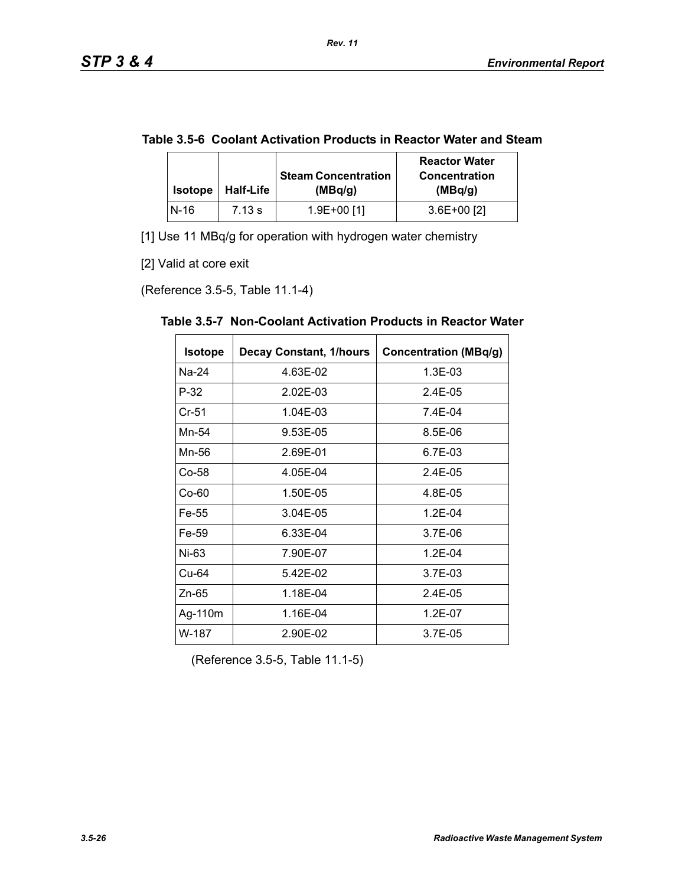**Table 3.5-6 Coolant Activation Products in Reactor Water and Steam**

| Isotope | Half-Life | Steam Concentration (MBq/g) | Reactor Water Concentration (MBq/g) |
|---|---|---|---|
| N-16 | 7.13 s | 1.9E+00 [1] | 3.6E+00 [2] |

[1] Use 11 MBq/g for operation with hydrogen water chemistry

[2] Valid at core exit

(Reference 3.5-5, Table 11.1-4)

**Table 3.5-7 Non-Coolant Activation Products in Reactor Water**

| Isotope | Decay Constant, 1/hours | Concentration (MBq/g) |
|---|---|---|
| Na-24 | 4.63E-02 | 1.3E-03 |
| P-32 | 2.02E-03 | 2.4E-05 |
| Cr-51 | 1.04E-03 | 7.4E-04 |
| Mn-54 | 9.53E-05 | 8.5E-06 |
| Mn-56 | 2.69E-01 | 6.7E-03 |
| Co-58 | 4.05E-04 | 2.4E-05 |
| Co-60 | 1.50E-05 | 4.8E-05 |
| Fe-55 | 3.04E-05 | 1.2E-04 |
| Fe-59 | 6.33E-04 | 3.7E-06 |
| Ni-63 | 7.90E-07 | 1.2E-04 |
| Cu-64 | 5.42E-02 | 3.7E-03 |
| Zn-65 | 1.18E-04 | 2.4E-05 |
| Ag-110m | 1.16E-04 | 1.2E-07 |
| W-187 | 2.90E-02 | 3.7E-05 |

(Reference 3.5-5, Table 11.1-5)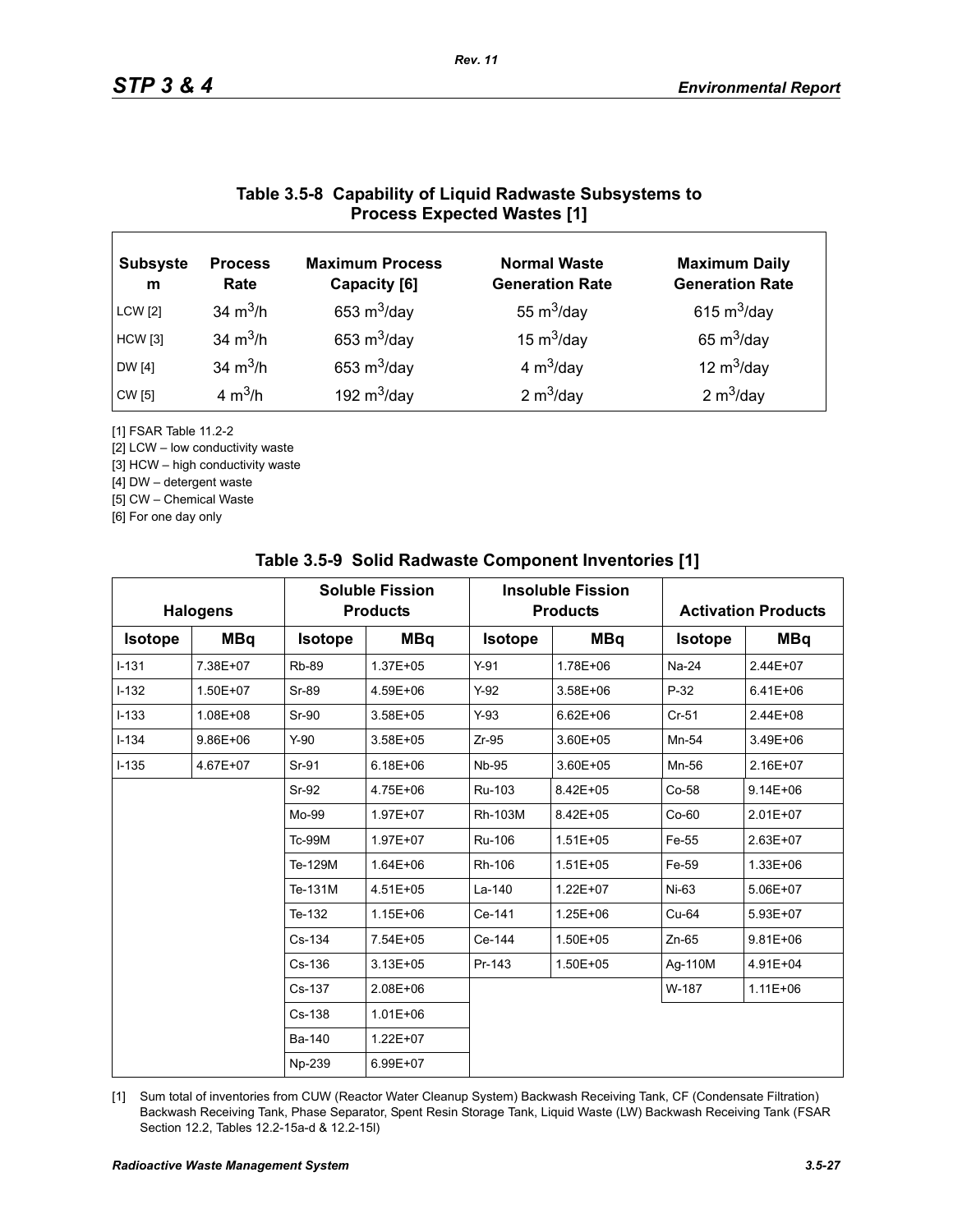### Table 3.5-8 Capability of Liquid Radwaste Subsystems to Process Expected Wastes [1]

| Subsystem | Process Rate | Maximum Process Capacity [6] | Normal Waste Generation Rate | Maximum Daily Generation Rate |
|---|---|---|---|---|
| LCW [2] | 34 $m^3/h$ | 653 $m^3/day$ | 55 $m^3/day$ | 615 $m^3/day$ |
| HCW [3] | 34 $m^3/h$ | 653 $m^3/day$ | 15 $m^3/day$ | 65 $m^3/day$ |
| DW [4] | 34 $m^3/h$ | 653 $m^3/day$ | 4 $m^3/day$ | 12 $m^3/day$ |
| CW [5] | 4 $m^3/h$ | 192 $m^3/day$ | 2 $m^3/day$ | 2 $m^3/day$ |

[1] FSAR Table 11.2-2

[2] LCW – low conductivity waste

[3] HCW – high conductivity waste

[4] DW – detergent waste

[5] CW – Chemical Waste

[6] For one day only

### Table 3.5-9 Solid Radwaste Component Inventories [1]

| Halogens | | Soluble Fission Products | | Insoluble Fission Products | | Activation Products | |
|---|---|---|---|---|---|---|---|
| Isotope | MBq | Isotope | MBq | Isotope | MBq | Isotope | MBq |
| I-131 | 7.38E+07 | Rb-89 | 1.37E+05 | Y-91 | 1.78E+06 | Na-24 | 2.44E+07 |
| I-132 | 1.50E+07 | Sr-89 | 4.59E+06 | Y-92 | 3.58E+06 | P-32 | 6.41E+06 |
| I-133 | 1.08E+08 | Sr-90 | 3.58E+05 | Y-93 | 6.62E+06 | Cr-51 | 2.44E+08 |
| I-134 | 9.86E+06 | Y-90 | 3.58E+05 | Zr-95 | 3.60E+05 | Mn-54 | 3.49E+06 |
| I-135 | 4.67E+07 | Sr-91 | 6.18E+06 | Nb-95 | 3.60E+05 | Mn-56 | 2.16E+07 |
| | | Sr-92 | 4.75E+06 | Ru-103 | 8.42E+05 | Co-58 | 9.14E+06 |
| | | Mo-99 | 1.97E+07 | Rh-103M | 8.42E+05 | Co-60 | 2.01E+07 |
| | | Tc-99M | 1.97E+07 | Ru-106 | 1.51E+05 | Fe-55 | 2.63E+07 |
| | | Te-129M | 1.64E+06 | Rh-106 | 1.51E+05 | Fe-59 | 1.33E+06 |
| | | Te-131M | 4.51E+05 | La-140 | 1.22E+07 | Ni-63 | 5.06E+07 |
| | | Te-132 | 1.15E+06 | Ce-141 | 1.25E+06 | Cu-64 | 5.93E+07 |
| | | Cs-134 | 7.54E+05 | Ce-144 | 1.50E+05 | Zn-65 | 9.81E+06 |
| | | Cs-136 | 3.13E+05 | Pr-143 | 1.50E+05 | Ag-110M | 4.91E+04 |
| | | Cs-137 | 2.08E+06 | | | W-187 | 1.11E+06 |
| | | Cs-138 | 1.01E+06 | | | | |
| | | Ba-140 | 1.22E+07 | | | | |
| | | Np-239 | 6.99E+07 | | | | |

[1] Sum total of inventories from CUW (Reactor Water Cleanup System) Backwash Receiving Tank, CF (Condensate Filtration) Backwash Receiving Tank, Phase Separator, Spent Resin Storage Tank, Liquid Waste (LW) Backwash Receiving Tank (FSAR Section 12.2, Tables 12.2-15a-d & 12.2-15l)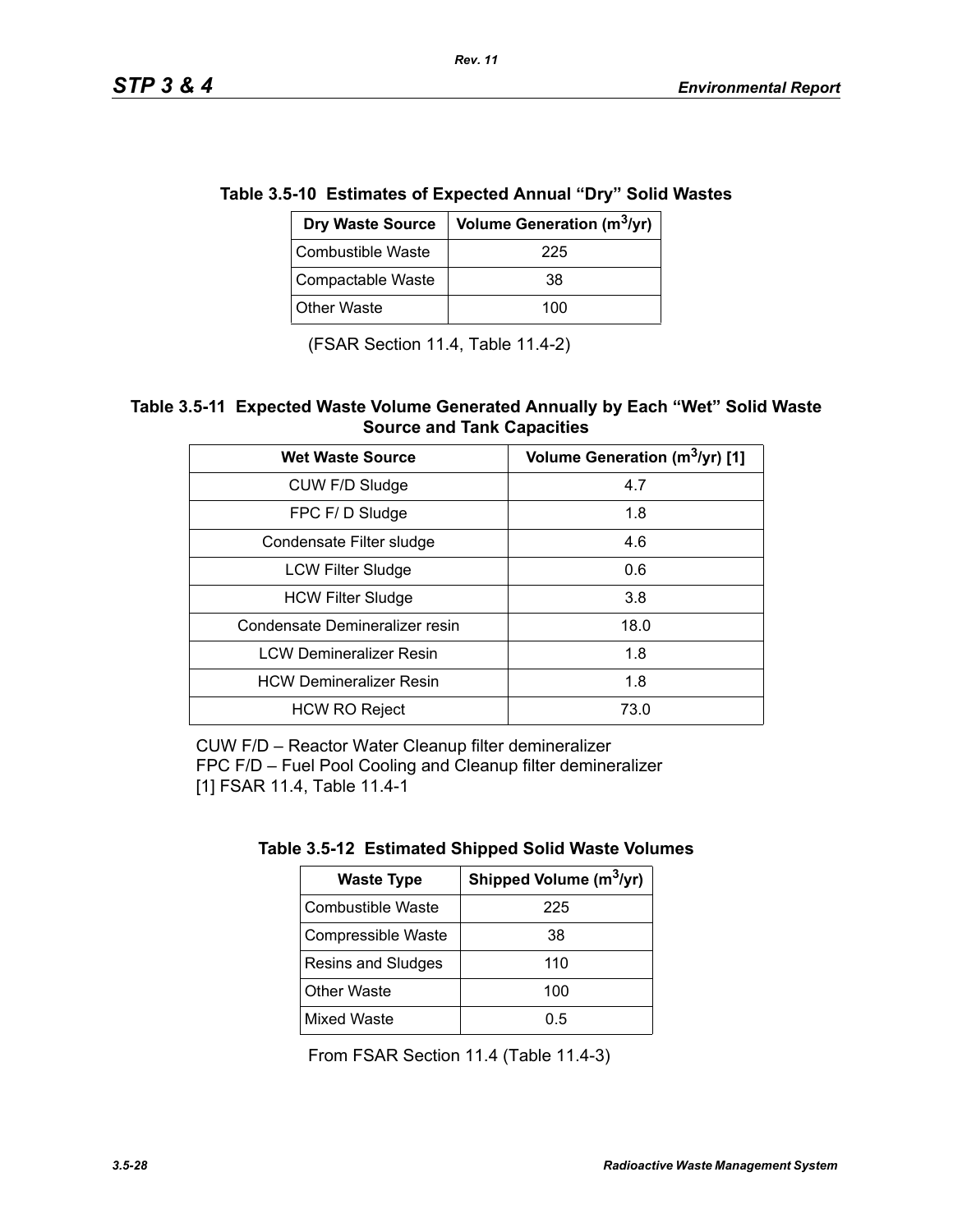### Table 3.5-10 Estimates of Expected Annual "Dry" Solid Wastes

| Dry Waste Source | Volume Generation ($m^3$/yr) |
|---|---|
| Combustible Waste | 225 |
| Compactable Waste | 38 |
| Other Waste | 100 |

(FSAR Section 11.4, Table 11.4-2)

### Table 3.5-11 Expected Waste Volume Generated Annually by Each "Wet" Solid Waste Source and Tank Capacities

| Wet Waste Source | Volume Generation ($m^3$/yr) [1] |
|---|---|
| CUW F/D Sludge | 4.7 |
| FPC F/ D Sludge | 1.8 |
| Condensate Filter sludge | 4.6 |
| LCW Filter Sludge | 0.6 |
| HCW Filter Sludge | 3.8 |
| Condensate Demineralizer resin | 18.0 |
| LCW Demineralizer Resin | 1.8 |
| HCW Demineralizer Resin | 1.8 |
| HCW RO Reject | 73.0 |

CUW F/D – Reactor Water Cleanup filter demineralizer
FPC F/D – Fuel Pool Cooling and Cleanup filter demineralizer
[1] FSAR 11.4, Table 11.4-1

### Table 3.5-12 Estimated Shipped Solid Waste Volumes

| Waste Type | Shipped Volume ($m^3$/yr) |
|---|---|
| Combustible Waste | 225 |
| Compressible Waste | 38 |
| Resins and Sludges | 110 |
| Other Waste | 100 |
| Mixed Waste | 0.5 |

From FSAR Section 11.4 (Table 11.4-3)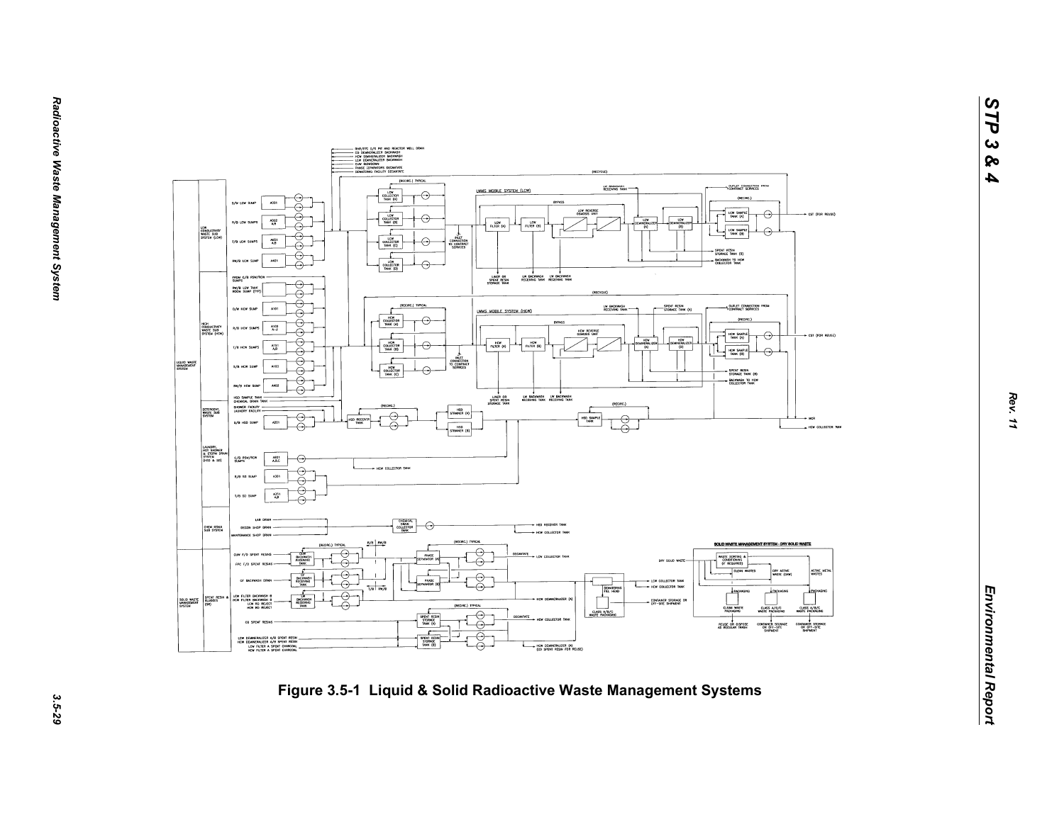Figure 3.5-1 Liquid & Solid Radioactive Waste Management Systems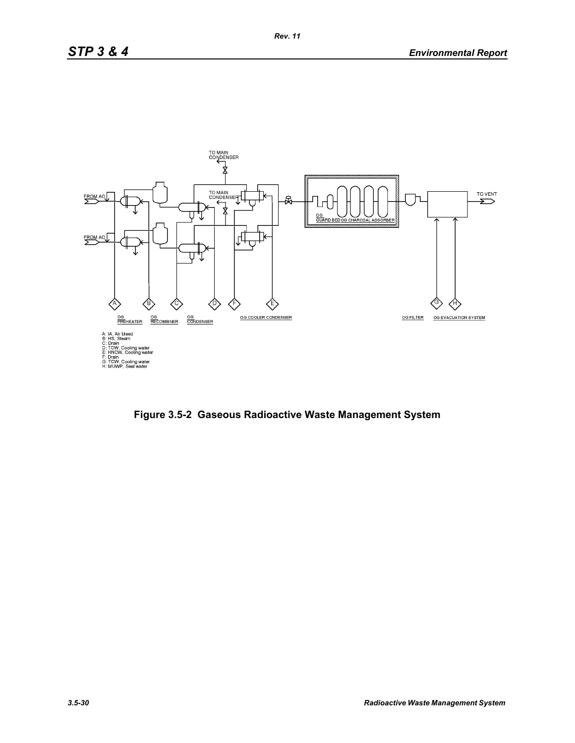TO MAIN CONDENSER

TO MAIN CONDENSER

FROM AO

FROM AO

OG GUARD BED

OG CHARCOAL ADSORBER

TO VENT

A B C D F E G H

OG PREHEATER

OG RECOMBINER

OG CONDENSER

OG COOLER CONDENSER

OG FILTER

OG EVACUATION SYSTEM

A: IA, Air bleed
B: HS, Steam
C: Drain
D: TCW, Cooling water
E: HNCW, Cooling water
F: Drain
G: TCW, Cooling water
H: MUWP, Seal water

**Figure 3.5-2 Gaseous Radioactive Waste Management System**